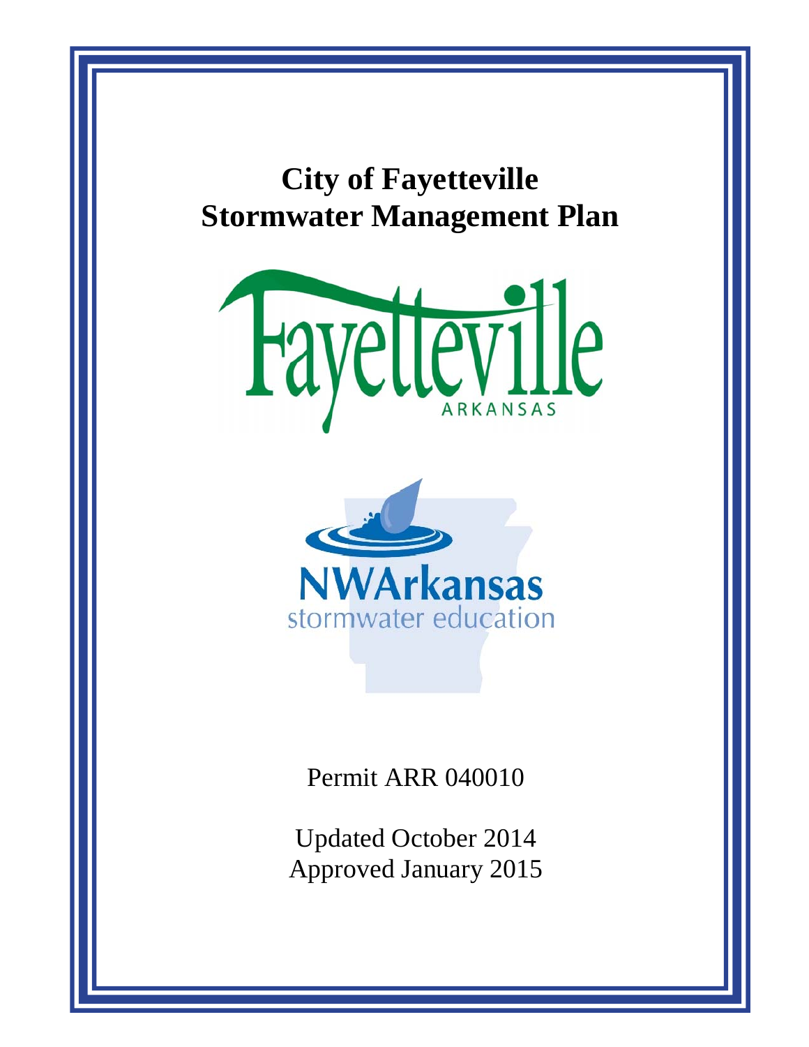# City of Fayetteville Stormwater Management Plan

Permit ARR 040010

Updated October 2014
Approved January 2015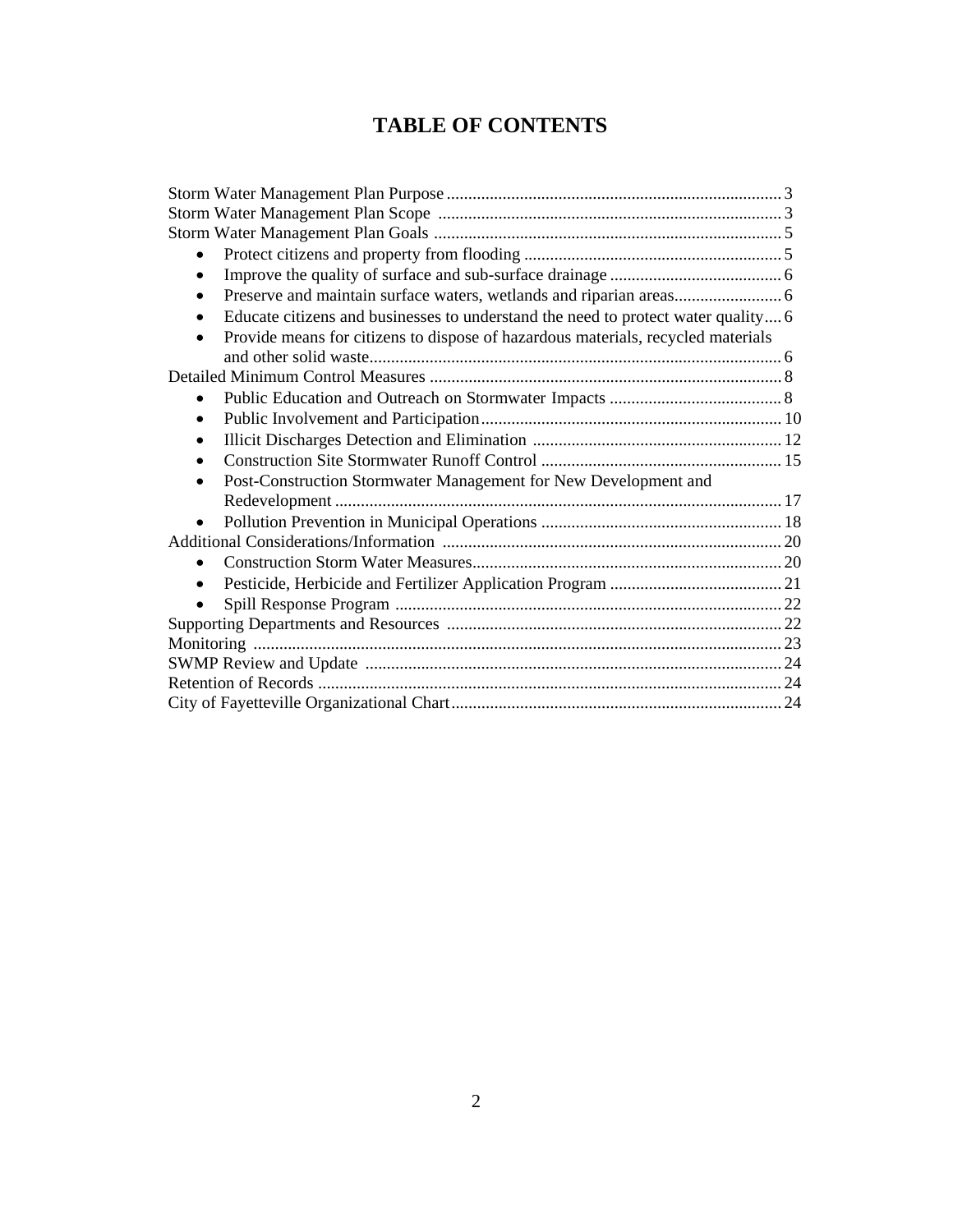# TABLE OF CONTENTS

Storm Water Management Plan Purpose ............................................................................ 3
Storm Water Management Plan Scope ............................................................................ 3
Storm Water Management Plan Goals ............................................................................ 5

- Protect citizens and property from flooding ............................................................ 5
- Improve the quality of surface and sub-surface drainage ........................................ 6
- Preserve and maintain surface waters, wetlands and riparian areas......................... 6
- Educate citizens and businesses to understand the need to protect water quality.... 6
- Provide means for citizens to dispose of hazardous materials, recycled materials and other solid waste................................................................................................ 6

Detailed Minimum Control Measures ............................................................................ 8

- Public Education and Outreach on Stormwater Impacts ........................................ 8
- Public Involvement and Participation...................................................................... 10
- Illicit Discharges Detection and Elimination .......................................................... 12
- Construction Site Stormwater Runoff Control ........................................................ 15
- Post-Construction Stormwater Management for New Development and Redevelopment ........................................................................................................ 17
- Pollution Prevention in Municipal Operations ........................................................ 18

Additional Considerations/Information ............................................................................ 20

- Construction Storm Water Measures........................................................................ 20
- Pesticide, Herbicide and Fertilizer Application Program ........................................ 21
- Spill Response Program ........................................................................................... 22

Supporting Departments and Resources ............................................................................ 22
Monitoring ............................................................................................................................ 23
SWMP Review and Update ................................................................................................ 24
Retention of Records ............................................................................................................ 24
City of Fayetteville Organizational Chart ............................................................................ 24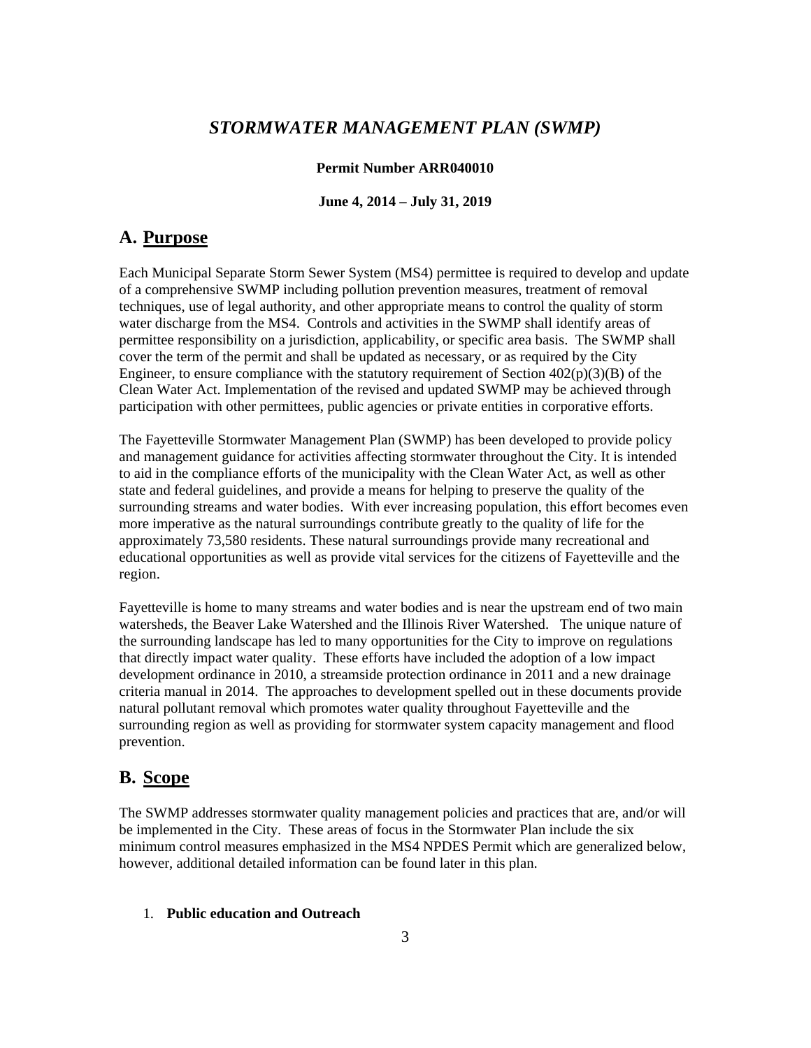# *STORMWATER MANAGEMENT PLAN (SWMP)*

**Permit Number ARR040010**

**June 4, 2014 – July 31, 2019**

## A. Purpose

Each Municipal Separate Storm Sewer System (MS4) permittee is required to develop and update of a comprehensive SWMP including pollution prevention measures, treatment of removal techniques, use of legal authority, and other appropriate means to control the quality of storm water discharge from the MS4. Controls and activities in the SWMP shall identify areas of permittee responsibility on a jurisdiction, applicability, or specific area basis. The SWMP shall cover the term of the permit and shall be updated as necessary, or as required by the City Engineer, to ensure compliance with the statutory requirement of Section 402(p)(3)(B) of the Clean Water Act. Implementation of the revised and updated SWMP may be achieved through participation with other permittees, public agencies or private entities in corporative efforts.

The Fayetteville Stormwater Management Plan (SWMP) has been developed to provide policy and management guidance for activities affecting stormwater throughout the City. It is intended to aid in the compliance efforts of the municipality with the Clean Water Act, as well as other state and federal guidelines, and provide a means for helping to preserve the quality of the surrounding streams and water bodies. With ever increasing population, this effort becomes even more imperative as the natural surroundings contribute greatly to the quality of life for the approximately 73,580 residents. These natural surroundings provide many recreational and educational opportunities as well as provide vital services for the citizens of Fayetteville and the region.

Fayetteville is home to many streams and water bodies and is near the upstream end of two main watersheds, the Beaver Lake Watershed and the Illinois River Watershed. The unique nature of the surrounding landscape has led to many opportunities for the City to improve on regulations that directly impact water quality. These efforts have included the adoption of a low impact development ordinance in 2010, a streamside protection ordinance in 2011 and a new drainage criteria manual in 2014. The approaches to development spelled out in these documents provide natural pollutant removal which promotes water quality throughout Fayetteville and the surrounding region as well as providing for stormwater system capacity management and flood prevention.

## B. Scope

The SWMP addresses stormwater quality management policies and practices that are, and/or will be implemented in the City. These areas of focus in the Stormwater Plan include the six minimum control measures emphasized in the MS4 NPDES Permit which are generalized below, however, additional detailed information can be found later in this plan.

1. **Public education and Outreach**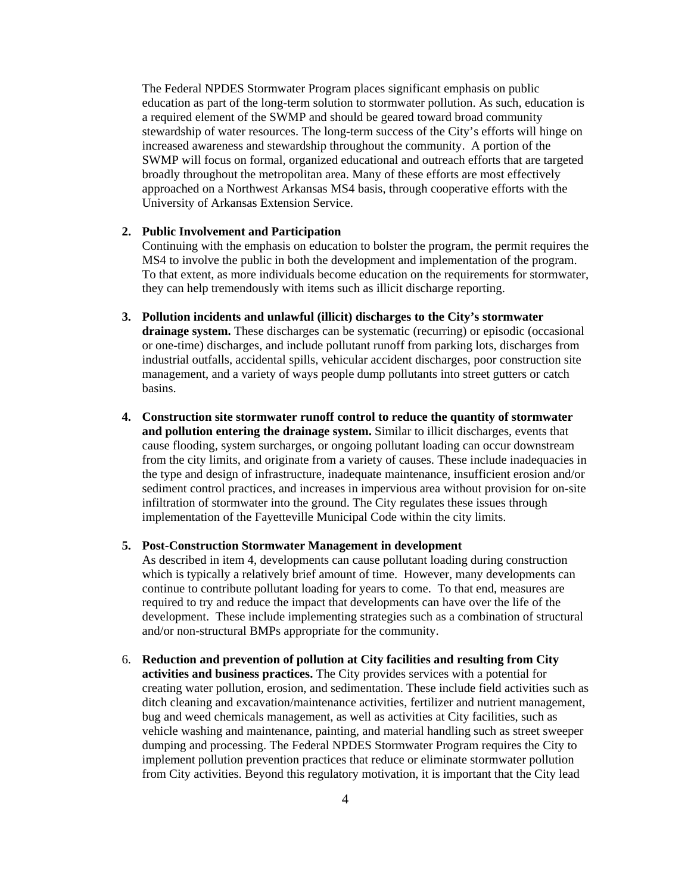The Federal NPDES Stormwater Program places significant emphasis on public education as part of the long-term solution to stormwater pollution. As such, education is a required element of the SWMP and should be geared toward broad community stewardship of water resources. The long-term success of the City's efforts will hinge on increased awareness and stewardship throughout the community. A portion of the SWMP will focus on formal, organized educational and outreach efforts that are targeted broadly throughout the metropolitan area. Many of these efforts are most effectively approached on a Northwest Arkansas MS4 basis, through cooperative efforts with the University of Arkansas Extension Service.

2. **Public Involvement and Participation**
   Continuing with the emphasis on education to bolster the program, the permit requires the MS4 to involve the public in both the development and implementation of the program. To that extent, as more individuals become education on the requirements for stormwater, they can help tremendously with items such as illicit discharge reporting.

3. **Pollution incidents and unlawful (illicit) discharges to the City's stormwater drainage system.** These discharges can be systematic (recurring) or episodic (occasional or one-time) discharges, and include pollutant runoff from parking lots, discharges from industrial outfalls, accidental spills, vehicular accident discharges, poor construction site management, and a variety of ways people dump pollutants into street gutters or catch basins.

4. **Construction site stormwater runoff control to reduce the quantity of stormwater and pollution entering the drainage system.** Similar to illicit discharges, events that cause flooding, system surcharges, or ongoing pollutant loading can occur downstream from the city limits, and originate from a variety of causes. These include inadequacies in the type and design of infrastructure, inadequate maintenance, insufficient erosion and/or sediment control practices, and increases in impervious area without provision for on-site infiltration of stormwater into the ground. The City regulates these issues through implementation of the Fayetteville Municipal Code within the city limits.

5. **Post-Construction Stormwater Management in development**
   As described in item 4, developments can cause pollutant loading during construction which is typically a relatively brief amount of time. However, many developments can continue to contribute pollutant loading for years to come. To that end, measures are required to try and reduce the impact that developments can have over the life of the development. These include implementing strategies such as a combination of structural and/or non-structural BMPs appropriate for the community.

6. **Reduction and prevention of pollution at City facilities and resulting from City activities and business practices.** The City provides services with a potential for creating water pollution, erosion, and sedimentation. These include field activities such as ditch cleaning and excavation/maintenance activities, fertilizer and nutrient management, bug and weed chemicals management, as well as activities at City facilities, such as vehicle washing and maintenance, painting, and material handling such as street sweeper dumping and processing. The Federal NPDES Stormwater Program requires the City to implement pollution prevention practices that reduce or eliminate stormwater pollution from City activities. Beyond this regulatory motivation, it is important that the City lead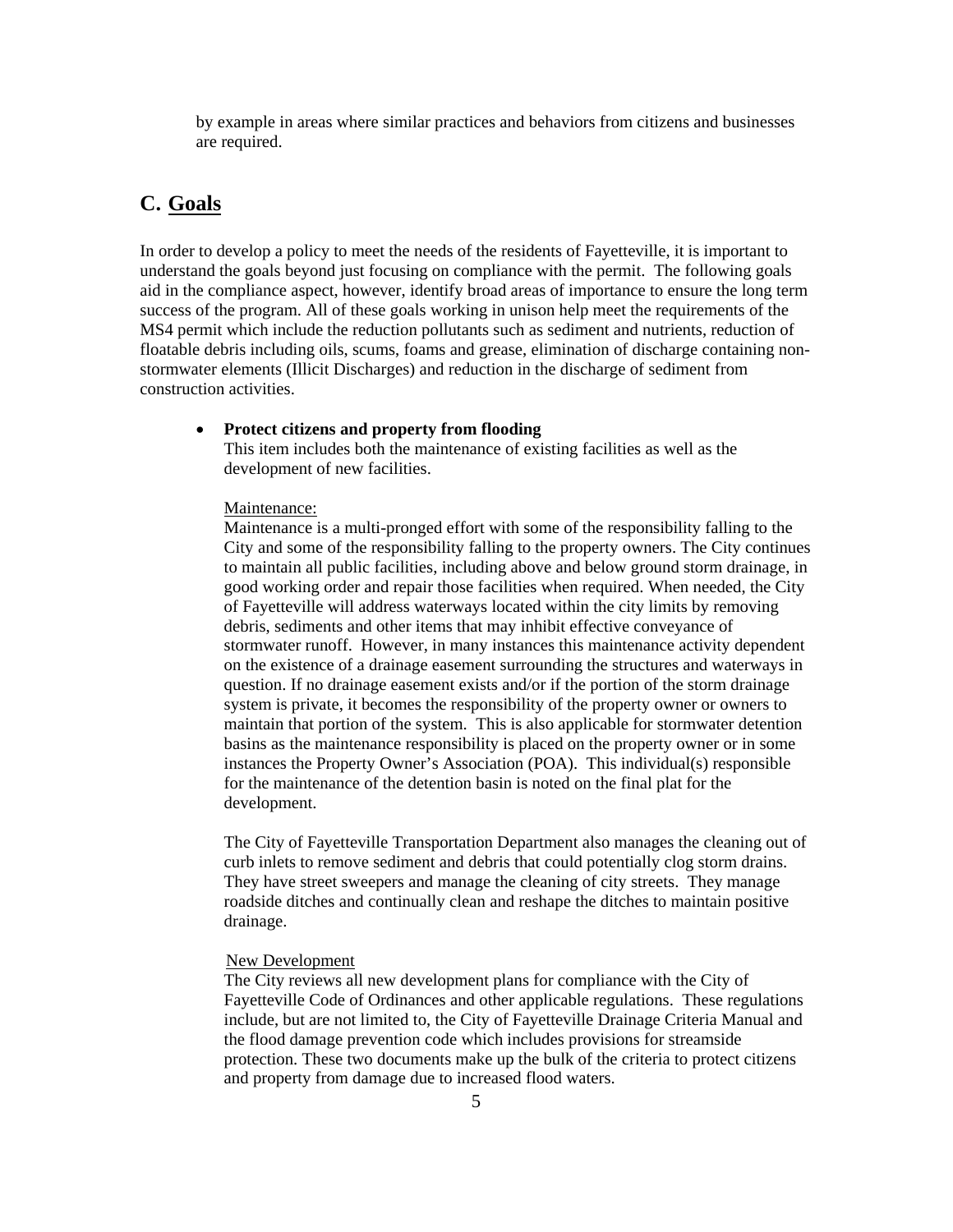by example in areas where similar practices and behaviors from citizens and businesses are required.

## C. Goals

In order to develop a policy to meet the needs of the residents of Fayetteville, it is important to understand the goals beyond just focusing on compliance with the permit. The following goals aid in the compliance aspect, however, identify broad areas of importance to ensure the long term success of the program. All of these goals working in unison help meet the requirements of the MS4 permit which include the reduction pollutants such as sediment and nutrients, reduction of floatable debris including oils, scums, foams and grease, elimination of discharge containing non-stormwater elements (Illicit Discharges) and reduction in the discharge of sediment from construction activities.

- **Protect citizens and property from flooding**
  This item includes both the maintenance of existing facilities as well as the development of new facilities.

  Maintenance:
  Maintenance is a multi-pronged effort with some of the responsibility falling to the City and some of the responsibility falling to the property owners. The City continues to maintain all public facilities, including above and below ground storm drainage, in good working order and repair those facilities when required. When needed, the City of Fayetteville will address waterways located within the city limits by removing debris, sediments and other items that may inhibit effective conveyance of stormwater runoff. However, in many instances this maintenance activity dependent on the existence of a drainage easement surrounding the structures and waterways in question. If no drainage easement exists and/or if the portion of the storm drainage system is private, it becomes the responsibility of the property owner or owners to maintain that portion of the system. This is also applicable for stormwater detention basins as the maintenance responsibility is placed on the property owner or in some instances the Property Owner's Association (POA). This individual(s) responsible for the maintenance of the detention basin is noted on the final plat for the development.

  The City of Fayetteville Transportation Department also manages the cleaning out of curb inlets to remove sediment and debris that could potentially clog storm drains. They have street sweepers and manage the cleaning of city streets. They manage roadside ditches and continually clean and reshape the ditches to maintain positive drainage.

  New Development
  The City reviews all new development plans for compliance with the City of Fayetteville Code of Ordinances and other applicable regulations. These regulations include, but are not limited to, the City of Fayetteville Drainage Criteria Manual and the flood damage prevention code which includes provisions for streamside protection. These two documents make up the bulk of the criteria to protect citizens and property from damage due to increased flood waters.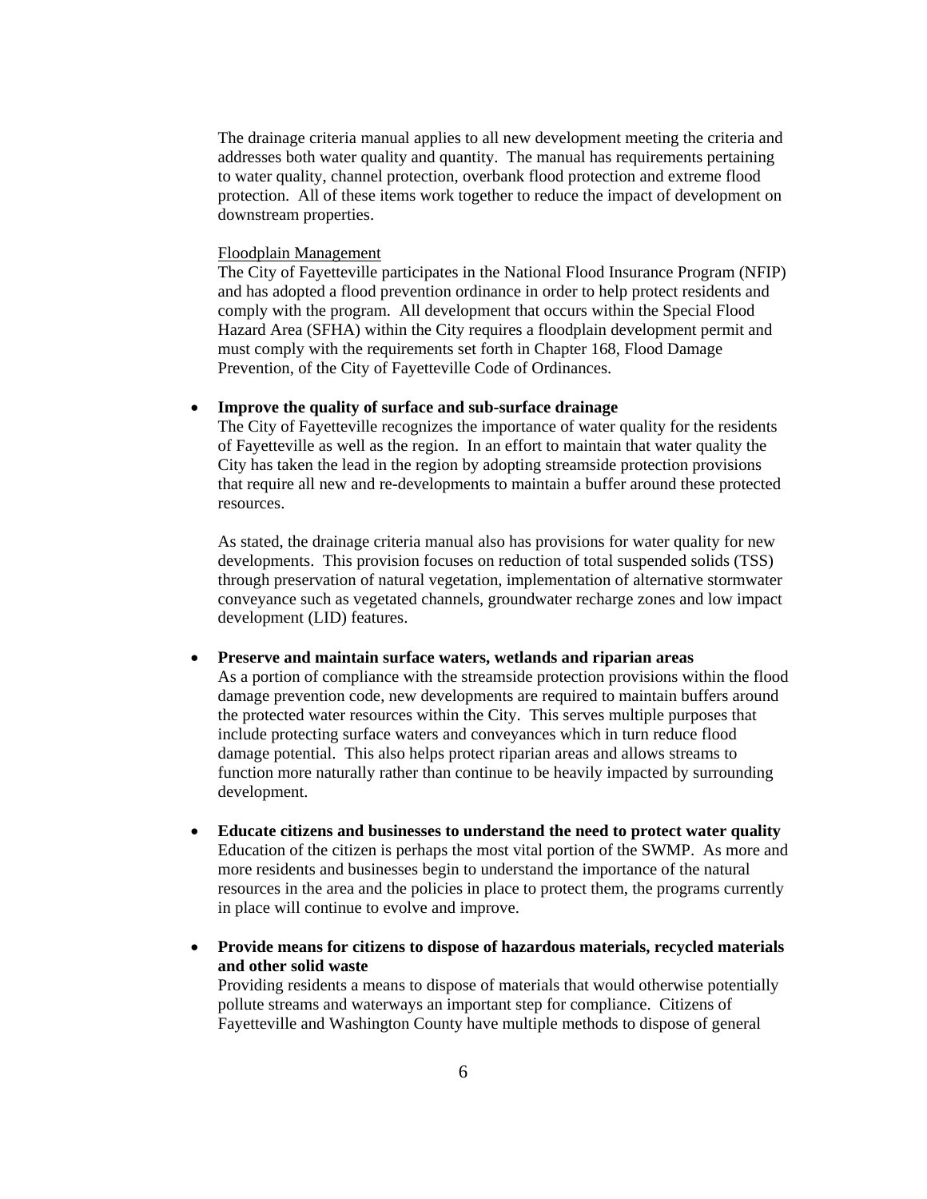The drainage criteria manual applies to all new development meeting the criteria and addresses both water quality and quantity. The manual has requirements pertaining to water quality, channel protection, overbank flood protection and extreme flood protection. All of these items work together to reduce the impact of development on downstream properties.

<u>Floodplain Management</u>

The City of Fayetteville participates in the National Flood Insurance Program (NFIP) and has adopted a flood prevention ordinance in order to help protect residents and comply with the program. All development that occurs within the Special Flood Hazard Area (SFHA) within the City requires a floodplain development permit and must comply with the requirements set forth in Chapter 168, Flood Damage Prevention, of the City of Fayetteville Code of Ordinances.

- **Improve the quality of surface and sub-surface drainage**

  The City of Fayetteville recognizes the importance of water quality for the residents of Fayetteville as well as the region. In an effort to maintain that water quality the City has taken the lead in the region by adopting streamside protection provisions that require all new and re-developments to maintain a buffer around these protected resources.

  As stated, the drainage criteria manual also has provisions for water quality for new developments. This provision focuses on reduction of total suspended solids (TSS) through preservation of natural vegetation, implementation of alternative stormwater conveyance such as vegetated channels, groundwater recharge zones and low impact development (LID) features.

- **Preserve and maintain surface waters, wetlands and riparian areas**

  As a portion of compliance with the streamside protection provisions within the flood damage prevention code, new developments are required to maintain buffers around the protected water resources within the City. This serves multiple purposes that include protecting surface waters and conveyances which in turn reduce flood damage potential. This also helps protect riparian areas and allows streams to function more naturally rather than continue to be heavily impacted by surrounding development.

- **Educate citizens and businesses to understand the need to protect water quality**

  Education of the citizen is perhaps the most vital portion of the SWMP. As more and more residents and businesses begin to understand the importance of the natural resources in the area and the policies in place to protect them, the programs currently in place will continue to evolve and improve.

- **Provide means for citizens to dispose of hazardous materials, recycled materials and other solid waste**

  Providing residents a means to dispose of materials that would otherwise potentially pollute streams and waterways an important step for compliance. Citizens of Fayetteville and Washington County have multiple methods to dispose of general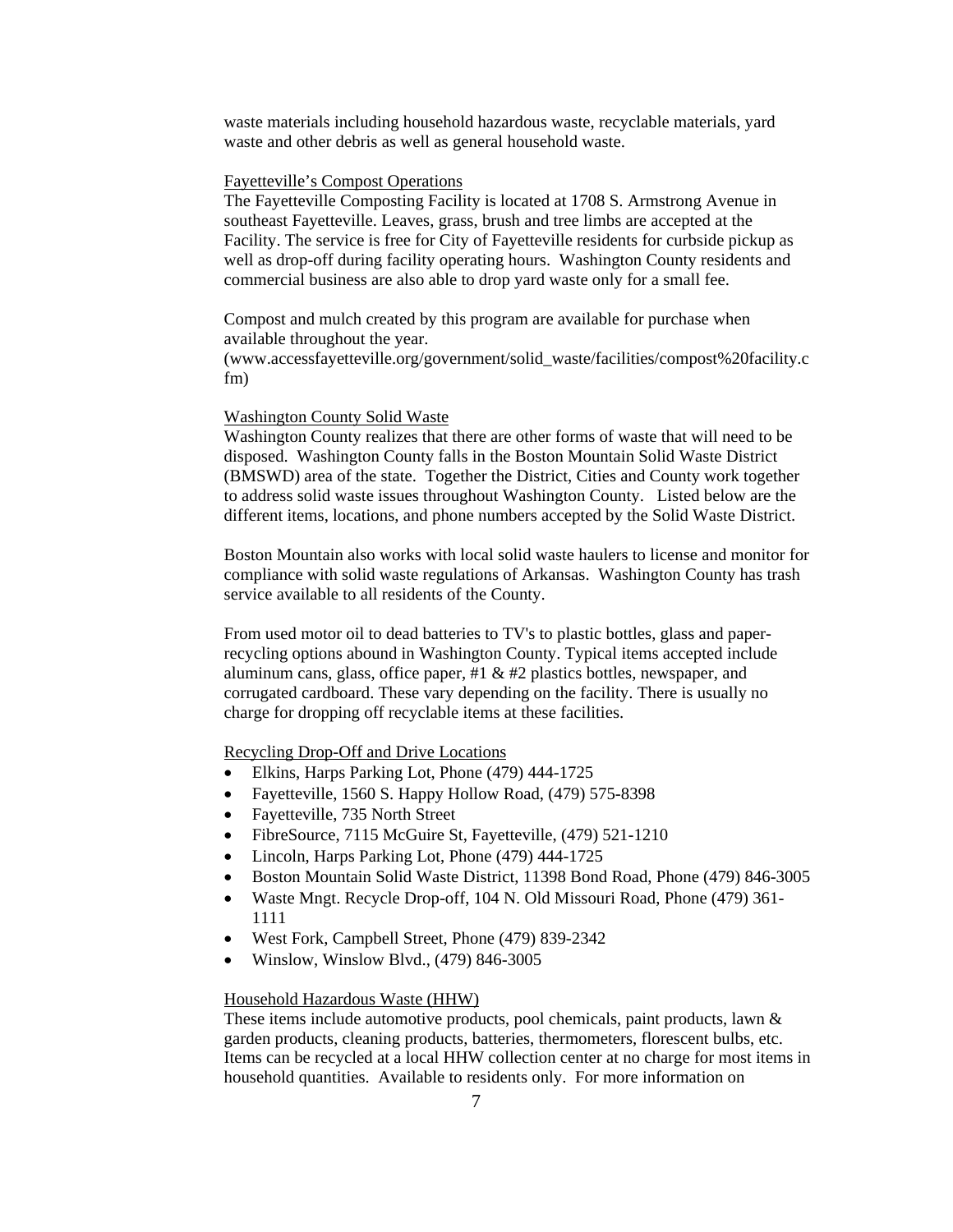waste materials including household hazardous waste, recyclable materials, yard waste and other debris as well as general household waste.

Fayetteville's Compost Operations

The Fayetteville Composting Facility is located at 1708 S. Armstrong Avenue in southeast Fayetteville. Leaves, grass, brush and tree limbs are accepted at the Facility. The service is free for City of Fayetteville residents for curbside pickup as well as drop-off during facility operating hours. Washington County residents and commercial business are also able to drop yard waste only for a small fee.

Compost and mulch created by this program are available for purchase when available throughout the year. (www.accessfayetteville.org/government/solid_waste/facilities/compost%20facility.cfm)

Washington County Solid Waste

Washington County realizes that there are other forms of waste that will need to be disposed. Washington County falls in the Boston Mountain Solid Waste District (BMSWD) area of the state. Together the District, Cities and County work together to address solid waste issues throughout Washington County. Listed below are the different items, locations, and phone numbers accepted by the Solid Waste District.

Boston Mountain also works with local solid waste haulers to license and monitor for compliance with solid waste regulations of Arkansas. Washington County has trash service available to all residents of the County.

From used motor oil to dead batteries to TV's to plastic bottles, glass and paper-recycling options abound in Washington County. Typical items accepted include aluminum cans, glass, office paper, #1 & #2 plastics bottles, newspaper, and corrugated cardboard. These vary depending on the facility. There is usually no charge for dropping off recyclable items at these facilities.

Recycling Drop-Off and Drive Locations

- Elkins, Harps Parking Lot, Phone (479) 444-1725
- Fayetteville, 1560 S. Happy Hollow Road, (479) 575-8398
- Fayetteville, 735 North Street
- FibreSource, 7115 McGuire St, Fayetteville, (479) 521-1210
- Lincoln, Harps Parking Lot, Phone (479) 444-1725
- Boston Mountain Solid Waste District, 11398 Bond Road, Phone (479) 846-3005
- Waste Mngt. Recycle Drop-off, 104 N. Old Missouri Road, Phone (479) 361-1111
- West Fork, Campbell Street, Phone (479) 839-2342
- Winslow, Winslow Blvd., (479) 846-3005

Household Hazardous Waste (HHW)

These items include automotive products, pool chemicals, paint products, lawn & garden products, cleaning products, batteries, thermometers, florescent bulbs, etc. Items can be recycled at a local HHW collection center at no charge for most items in household quantities. Available to residents only. For more information on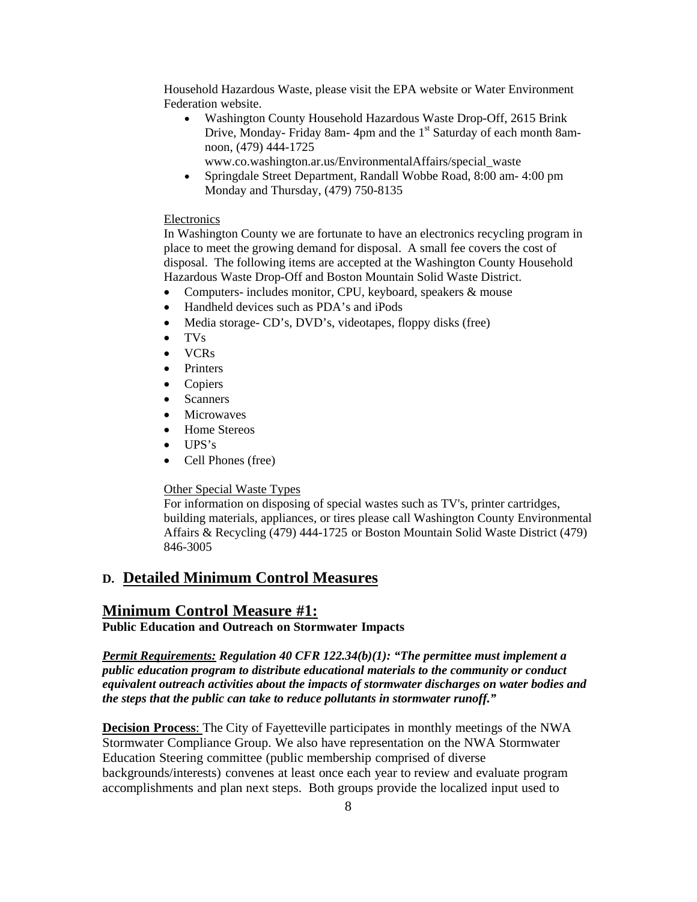Household Hazardous Waste, please visit the EPA website or Water Environment Federation website.

- Washington County Household Hazardous Waste Drop-Off, 2615 Brink Drive, Monday- Friday 8am- 4pm and the 1st Saturday of each month 8am-noon, (479) 444-1725 www.co.washington.ar.us/EnvironmentalAffairs/special_waste
- Springdale Street Department, Randall Wobbe Road, 8:00 am- 4:00 pm Monday and Thursday, (479) 750-8135

Electronics

In Washington County we are fortunate to have an electronics recycling program in place to meet the growing demand for disposal. A small fee covers the cost of disposal. The following items are accepted at the Washington County Household Hazardous Waste Drop-Off and Boston Mountain Solid Waste District.

- Computers- includes monitor, CPU, keyboard, speakers & mouse
- Handheld devices such as PDA's and iPods
- Media storage- CD's, DVD's, videotapes, floppy disks (free)
- TVs
- VCRs
- Printers
- Copiers
- Scanners
- Microwaves
- Home Stereos
- UPS's
- Cell Phones (free)

Other Special Waste Types

For information on disposing of special wastes such as TV's, printer cartridges, building materials, appliances, or tires please call Washington County Environmental Affairs & Recycling (479) 444-1725 or Boston Mountain Solid Waste District (479) 846-3005

## D. Detailed Minimum Control Measures

## Minimum Control Measure #1:

**Public Education and Outreach on Stormwater Impacts**

***Permit Requirements:* *Regulation 40 CFR 122.34(b)(1): "The permittee must implement a public education program to distribute educational materials to the community or conduct equivalent outreach activities about the impacts of stormwater discharges on water bodies and the steps that the public can take to reduce pollutants in stormwater runoff."***

**Decision Process**: The City of Fayetteville participates in monthly meetings of the NWA Stormwater Compliance Group. We also have representation on the NWA Stormwater Education Steering committee (public membership comprised of diverse backgrounds/interests) convenes at least once each year to review and evaluate program accomplishments and plan next steps. Both groups provide the localized input used to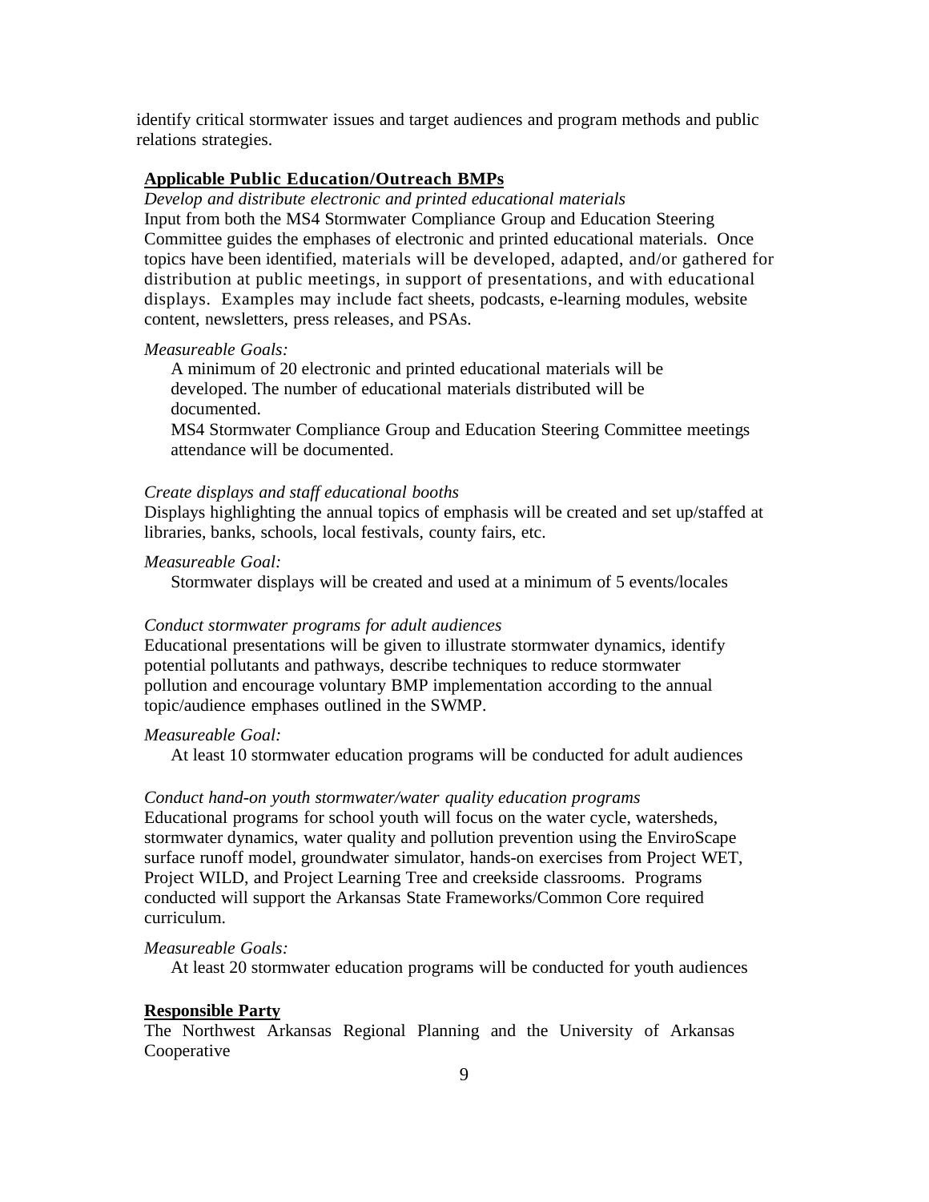identify critical stormwater issues and target audiences and program methods and public relations strategies.

**Applicable Public Education/Outreach BMPs**

*Develop and distribute electronic and printed educational materials*

Input from both the MS4 Stormwater Compliance Group and Education Steering Committee guides the emphases of electronic and printed educational materials. Once topics have been identified, materials will be developed, adapted, and/or gathered for distribution at public meetings, in support of presentations, and with educational displays. Examples may include fact sheets, podcasts, e-learning modules, website content, newsletters, press releases, and PSAs.

*Measureable Goals:*

A minimum of 20 electronic and printed educational materials will be developed. The number of educational materials distributed will be documented.

MS4 Stormwater Compliance Group and Education Steering Committee meetings attendance will be documented.

*Create displays and staff educational booths*

Displays highlighting the annual topics of emphasis will be created and set up/staffed at libraries, banks, schools, local festivals, county fairs, etc.

*Measureable Goal:*

Stormwater displays will be created and used at a minimum of 5 events/locales

*Conduct stormwater programs for adult audiences*

Educational presentations will be given to illustrate stormwater dynamics, identify potential pollutants and pathways, describe techniques to reduce stormwater pollution and encourage voluntary BMP implementation according to the annual topic/audience emphases outlined in the SWMP.

*Measureable Goal:*

At least 10 stormwater education programs will be conducted for adult audiences

*Conduct hand-on youth stormwater/water quality education programs*

Educational programs for school youth will focus on the water cycle, watersheds, stormwater dynamics, water quality and pollution prevention using the EnviroScape surface runoff model, groundwater simulator, hands-on exercises from Project WET, Project WILD, and Project Learning Tree and creekside classrooms. Programs conducted will support the Arkansas State Frameworks/Common Core required curriculum.

*Measureable Goals:*

At least 20 stormwater education programs will be conducted for youth audiences

**Responsible Party**

The Northwest Arkansas Regional Planning and the University of Arkansas Cooperative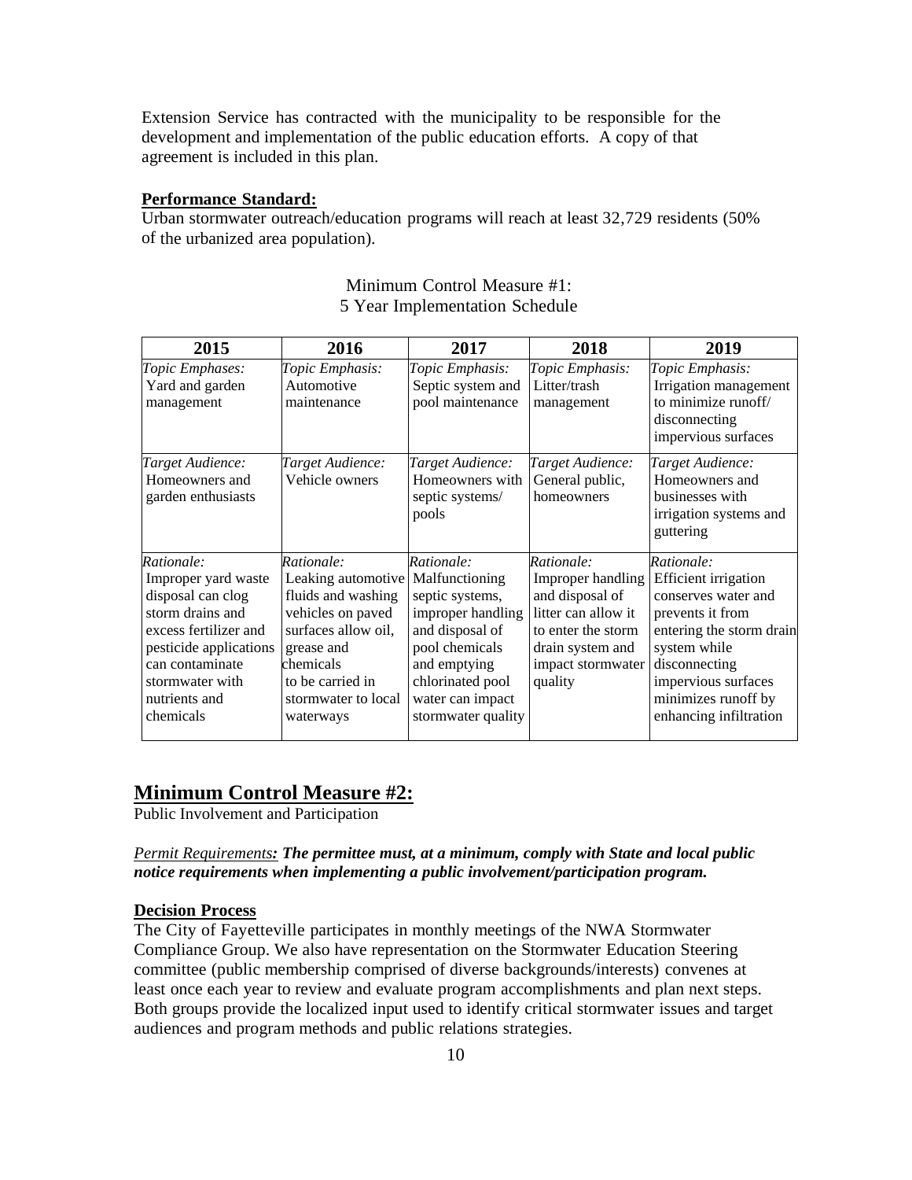Extension Service has contracted with the municipality to be responsible for the development and implementation of the public education efforts. A copy of that agreement is included in this plan.

**Performance Standard:**

Urban stormwater outreach/education programs will reach at least 32,729 residents (50% of the urbanized area population).

Minimum Control Measure #1:
5 Year Implementation Schedule

| 2015 | 2016 | 2017 | 2018 | 2019 |
|---|---|---|---|---|
| *Topic Emphases:* Yard and garden management | *Topic Emphasis:* Automotive maintenance | *Topic Emphasis:* Septic system and pool maintenance | *Topic Emphasis:* Litter/trash management | *Topic Emphasis:* Irrigation management to minimize runoff/ disconnecting impervious surfaces |
| *Target Audience:* Homeowners and garden enthusiasts | *Target Audience:* Vehicle owners | *Target Audience:* Homeowners with septic systems/ pools | *Target Audience:* General public, homeowners | *Target Audience:* Homeowners and businesses with irrigation systems and guttering |
| *Rationale:* Improper yard waste disposal can clog storm drains and excess fertilizer and pesticide applications can contaminate stormwater with nutrients and chemicals | *Rationale:* Leaking automotive fluids and washing vehicles on paved surfaces allow oil, grease and chemicals to be carried in stormwater to local waterways | *Rationale:* Malfunctioning septic systems, improper handling and disposal of pool chemicals and emptying chlorinated pool water can impact stormwater quality | *Rationale:* Improper handling and disposal of litter can allow it to enter the storm drain system and impact stormwater quality | *Rationale:* Efficient irrigation conserves water and prevents it from entering the storm drain system while disconnecting impervious surfaces minimizes runoff by enhancing infiltration |

## Minimum Control Measure #2:

Public Involvement and Participation

*Permit Requirements**: The permittee must, at a minimum, comply with State and local public notice requirements when implementing a public involvement/participation program.***

**Decision Process**

The City of Fayetteville participates in monthly meetings of the NWA Stormwater Compliance Group. We also have representation on the Stormwater Education Steering committee (public membership comprised of diverse backgrounds/interests) convenes at least once each year to review and evaluate program accomplishments and plan next steps. Both groups provide the localized input used to identify critical stormwater issues and target audiences and program methods and public relations strategies.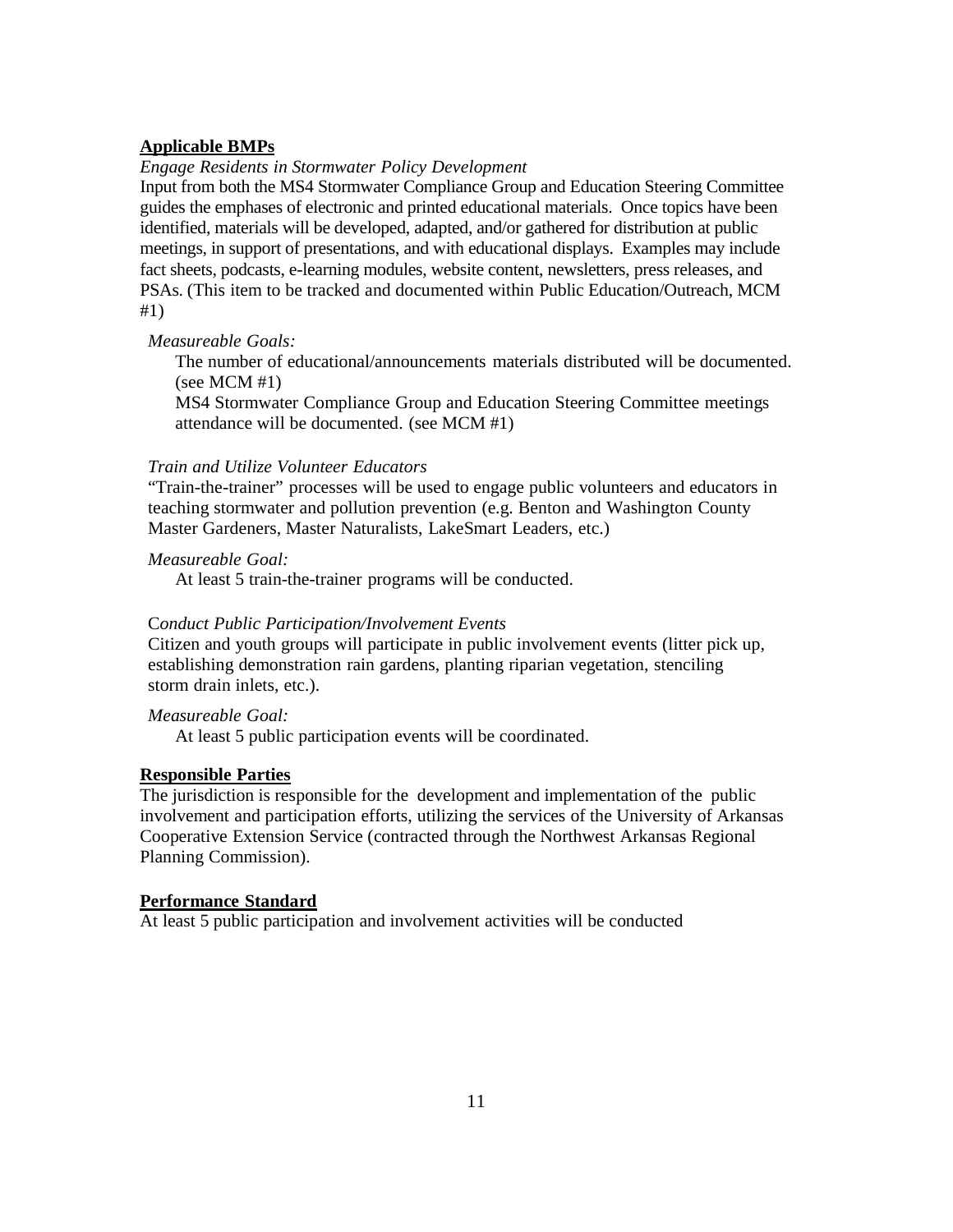**Applicable BMPs**

*Engage Residents in Stormwater Policy Development*

Input from both the MS4 Stormwater Compliance Group and Education Steering Committee guides the emphases of electronic and printed educational materials. Once topics have been identified, materials will be developed, adapted, and/or gathered for distribution at public meetings, in support of presentations, and with educational displays. Examples may include fact sheets, podcasts, e-learning modules, website content, newsletters, press releases, and PSAs. (This item to be tracked and documented within Public Education/Outreach, MCM #1)

*Measureable Goals:*

The number of educational/announcements materials distributed will be documented. (see MCM #1)

MS4 Stormwater Compliance Group and Education Steering Committee meetings attendance will be documented. (see MCM #1)

*Train and Utilize Volunteer Educators*

"Train-the-trainer" processes will be used to engage public volunteers and educators in teaching stormwater and pollution prevention (e.g. Benton and Washington County Master Gardeners, Master Naturalists, LakeSmart Leaders, etc.)

*Measureable Goal:*

At least 5 train-the-trainer programs will be conducted.

C*onduct Public Participation/Involvement Events*

Citizen and youth groups will participate in public involvement events (litter pick up, establishing demonstration rain gardens, planting riparian vegetation, stenciling storm drain inlets, etc.).

*Measureable Goal:*

At least 5 public participation events will be coordinated.

**Responsible Parties**

The jurisdiction is responsible for the development and implementation of the public involvement and participation efforts, utilizing the services of the University of Arkansas Cooperative Extension Service (contracted through the Northwest Arkansas Regional Planning Commission).

**Performance Standard**

At least 5 public participation and involvement activities will be conducted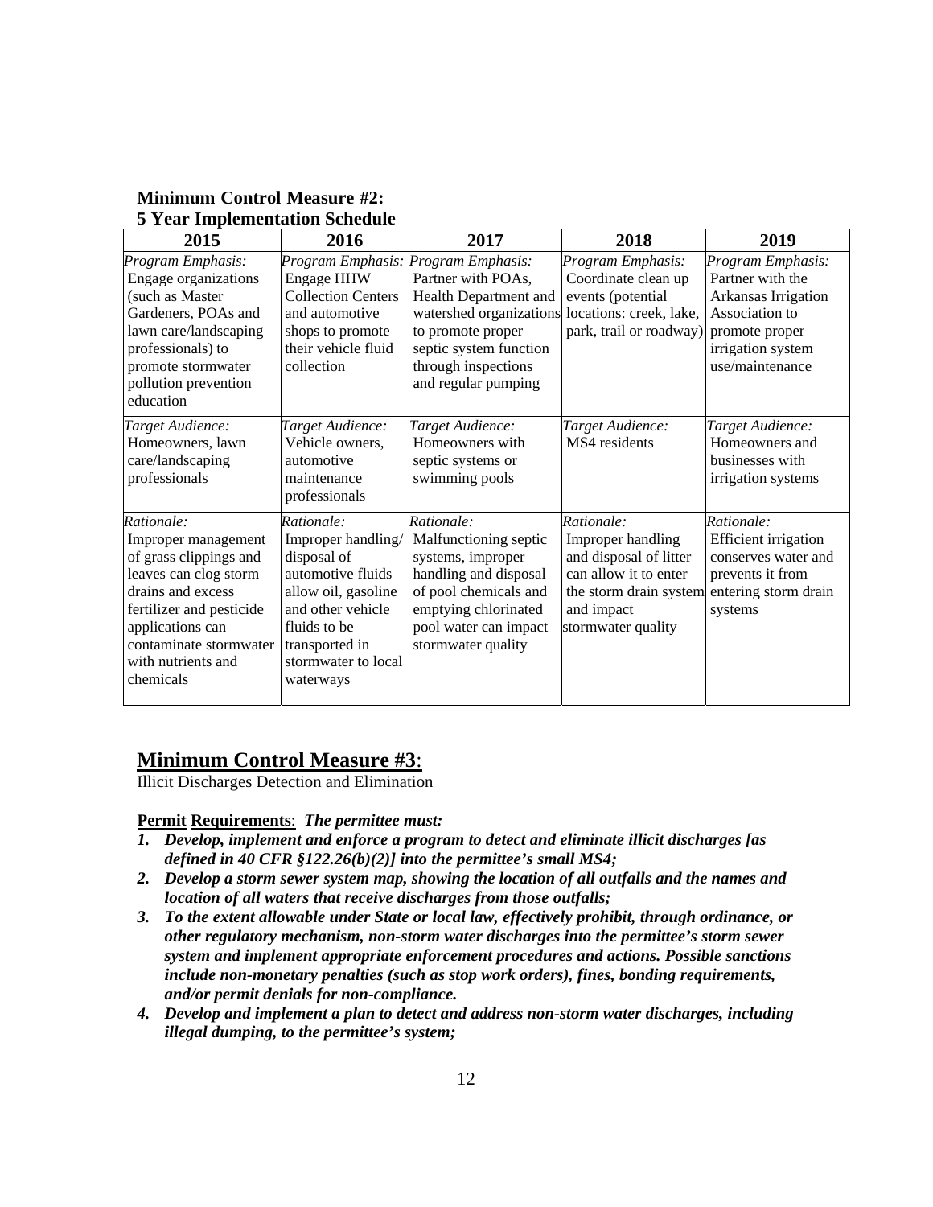**Minimum Control Measure #2:**
**5 Year Implementation Schedule**

| 2015 | 2016 | 2017 | 2018 | 2019 |
|---|---|---|---|---|
| *Program Emphasis:* Engage organizations (such as Master Gardeners, POAs and lawn care/landscaping professionals) to promote stormwater pollution prevention education | *Program Emphasis:* Engage HHW Collection Centers and automotive shops to promote their vehicle fluid collection | *Program Emphasis:* Partner with POAs, Health Department and watershed organizations to promote proper septic system function through inspections and regular pumping | *Program Emphasis:* Coordinate clean up events (potential locations: creek, lake, park, trail or roadway) | *Program Emphasis:* Partner with the Arkansas Irrigation Association to promote proper irrigation system use/maintenance |
| *Target Audience:* Homeowners, lawn care/landscaping professionals | *Target Audience:* Vehicle owners, automotive maintenance professionals | *Target Audience:* Homeowners with septic systems or swimming pools | *Target Audience:* MS4 residents | *Target Audience:* Homeowners and businesses with irrigation systems |
| *Rationale:* Improper management of grass clippings and leaves can clog storm drains and excess fertilizer and pesticide applications can contaminate stormwater with nutrients and chemicals | *Rationale:* Improper handling/ disposal of automotive fluids allow oil, gasoline and other vehicle fluids to be transported in stormwater to local waterways | *Rationale:* Malfunctioning septic systems, improper handling and disposal of pool chemicals and emptying chlorinated pool water can impact stormwater quality | *Rationale:* Improper handling and disposal of litter can allow it to enter the storm drain system and impact stormwater quality | *Rationale:* Efficient irrigation conserves water and prevents it from entering storm drain systems |

## Minimum Control Measure #3:

Illicit Discharges Detection and Elimination

**Permit Requirements**: ***The permittee must:***

1. ***Develop, implement and enforce a program to detect and eliminate illicit discharges [as defined in 40 CFR §122.26(b)(2)] into the permittee's small MS4;***
2. ***Develop a storm sewer system map, showing the location of all outfalls and the names and location of all waters that receive discharges from those outfalls;***
3. ***To the extent allowable under State or local law, effectively prohibit, through ordinance, or other regulatory mechanism, non-storm water discharges into the permittee's storm sewer system and implement appropriate enforcement procedures and actions. Possible sanctions include non-monetary penalties (such as stop work orders), fines, bonding requirements, and/or permit denials for non-compliance.***
4. ***Develop and implement a plan to detect and address non-storm water discharges, including illegal dumping, to the permittee's system;***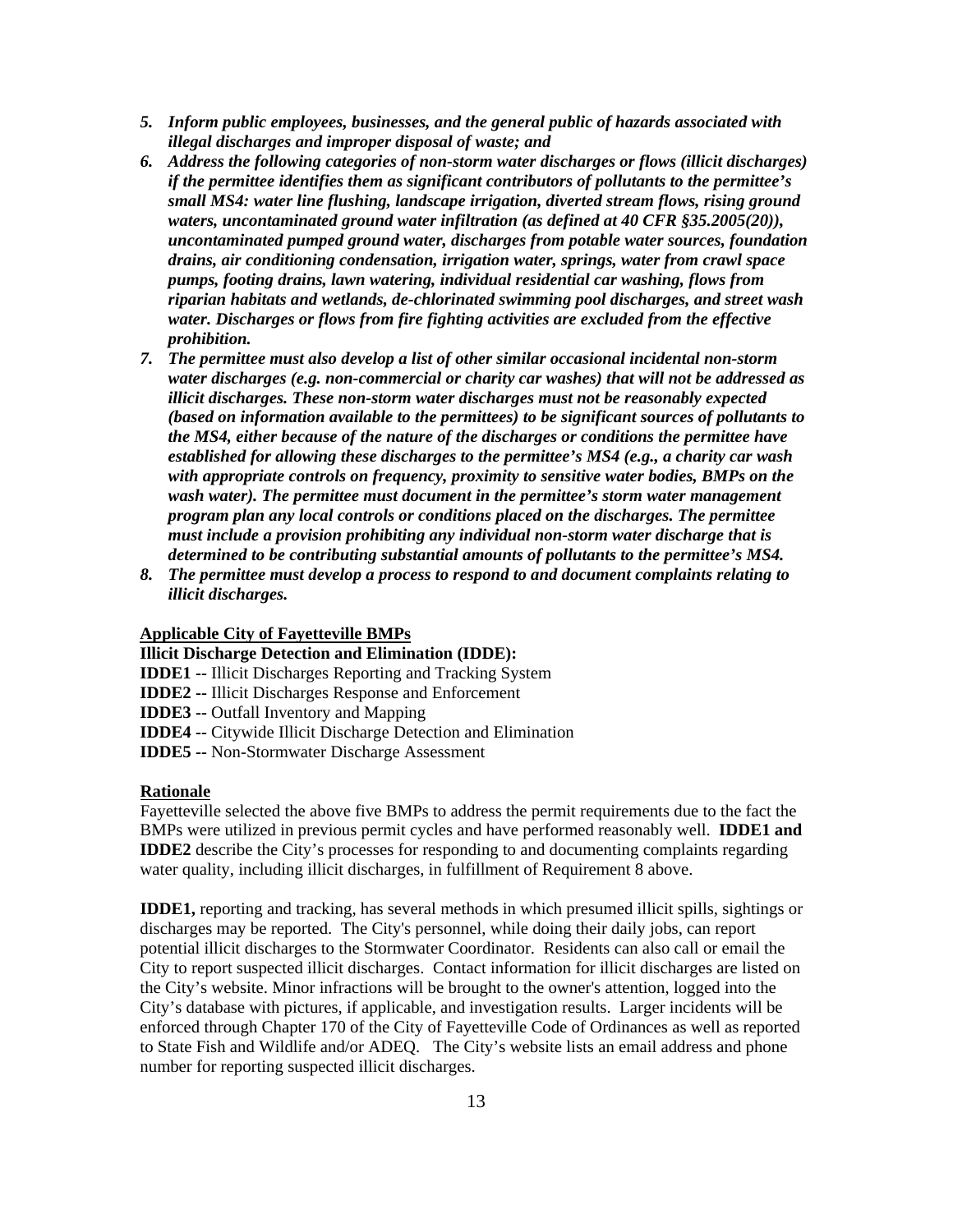5. ***Inform public employees, businesses, and the general public of hazards associated with illegal discharges and improper disposal of waste; and***
6. ***Address the following categories of non-storm water discharges or flows (illicit discharges) if the permittee identifies them as significant contributors of pollutants to the permittee's small MS4: water line flushing, landscape irrigation, diverted stream flows, rising ground waters, uncontaminated ground water infiltration (as defined at 40 CFR §35.2005(20)), uncontaminated pumped ground water, discharges from potable water sources, foundation drains, air conditioning condensation, irrigation water, springs, water from crawl space pumps, footing drains, lawn watering, individual residential car washing, flows from riparian habitats and wetlands, de-chlorinated swimming pool discharges, and street wash water. Discharges or flows from fire fighting activities are excluded from the effective prohibition.***
7. ***The permittee must also develop a list of other similar occasional incidental non-storm water discharges (e.g. non-commercial or charity car washes) that will not be addressed as illicit discharges. These non-storm water discharges must not be reasonably expected (based on information available to the permittees) to be significant sources of pollutants to the MS4, either because of the nature of the discharges or conditions the permittee have established for allowing these discharges to the permittee's MS4 (e.g., a charity car wash with appropriate controls on frequency, proximity to sensitive water bodies, BMPs on the wash water). The permittee must document in the permittee's storm water management program plan any local controls or conditions placed on the discharges. The permittee must include a provision prohibiting any individual non-storm water discharge that is determined to be contributing substantial amounts of pollutants to the permittee's MS4.***
8. ***The permittee must develop a process to respond to and document complaints relating to illicit discharges.***

**Applicable City of Fayetteville BMPs**

**Illicit Discharge Detection and Elimination (IDDE):**

**IDDE1 --** Illicit Discharges Reporting and Tracking System
**IDDE2 --** Illicit Discharges Response and Enforcement
**IDDE3 --** Outfall Inventory and Mapping
**IDDE4 --** Citywide Illicit Discharge Detection and Elimination
**IDDE5 --** Non-Stormwater Discharge Assessment

**Rationale**

Fayetteville selected the above five BMPs to address the permit requirements due to the fact the BMPs were utilized in previous permit cycles and have performed reasonably well. **IDDE1 and IDDE2** describe the City's processes for responding to and documenting complaints regarding water quality, including illicit discharges, in fulfillment of Requirement 8 above.

**IDDE1,** reporting and tracking, has several methods in which presumed illicit spills, sightings or discharges may be reported. The City's personnel, while doing their daily jobs, can report potential illicit discharges to the Stormwater Coordinator. Residents can also call or email the City to report suspected illicit discharges. Contact information for illicit discharges are listed on the City's website. Minor infractions will be brought to the owner's attention, logged into the City's database with pictures, if applicable, and investigation results. Larger incidents will be enforced through Chapter 170 of the City of Fayetteville Code of Ordinances as well as reported to State Fish and Wildlife and/or ADEQ. The City's website lists an email address and phone number for reporting suspected illicit discharges.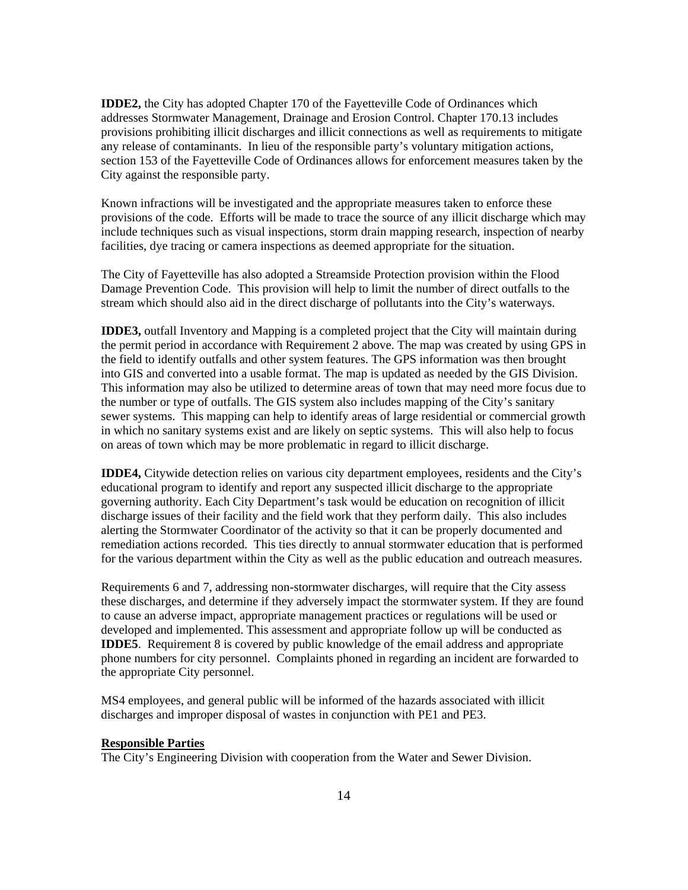**IDDE2,** the City has adopted Chapter 170 of the Fayetteville Code of Ordinances which addresses Stormwater Management, Drainage and Erosion Control. Chapter 170.13 includes provisions prohibiting illicit discharges and illicit connections as well as requirements to mitigate any release of contaminants. In lieu of the responsible party's voluntary mitigation actions, section 153 of the Fayetteville Code of Ordinances allows for enforcement measures taken by the City against the responsible party.

Known infractions will be investigated and the appropriate measures taken to enforce these provisions of the code. Efforts will be made to trace the source of any illicit discharge which may include techniques such as visual inspections, storm drain mapping research, inspection of nearby facilities, dye tracing or camera inspections as deemed appropriate for the situation.

The City of Fayetteville has also adopted a Streamside Protection provision within the Flood Damage Prevention Code. This provision will help to limit the number of direct outfalls to the stream which should also aid in the direct discharge of pollutants into the City's waterways.

**IDDE3,** outfall Inventory and Mapping is a completed project that the City will maintain during the permit period in accordance with Requirement 2 above. The map was created by using GPS in the field to identify outfalls and other system features. The GPS information was then brought into GIS and converted into a usable format. The map is updated as needed by the GIS Division. This information may also be utilized to determine areas of town that may need more focus due to the number or type of outfalls. The GIS system also includes mapping of the City's sanitary sewer systems. This mapping can help to identify areas of large residential or commercial growth in which no sanitary systems exist and are likely on septic systems. This will also help to focus on areas of town which may be more problematic in regard to illicit discharge.

**IDDE4,** Citywide detection relies on various city department employees, residents and the City's educational program to identify and report any suspected illicit discharge to the appropriate governing authority. Each City Department's task would be education on recognition of illicit discharge issues of their facility and the field work that they perform daily. This also includes alerting the Stormwater Coordinator of the activity so that it can be properly documented and remediation actions recorded. This ties directly to annual stormwater education that is performed for the various department within the City as well as the public education and outreach measures.

Requirements 6 and 7, addressing non-stormwater discharges, will require that the City assess these discharges, and determine if they adversely impact the stormwater system. If they are found to cause an adverse impact, appropriate management practices or regulations will be used or developed and implemented. This assessment and appropriate follow up will be conducted as **IDDE5**. Requirement 8 is covered by public knowledge of the email address and appropriate phone numbers for city personnel. Complaints phoned in regarding an incident are forwarded to the appropriate City personnel.

MS4 employees, and general public will be informed of the hazards associated with illicit discharges and improper disposal of wastes in conjunction with PE1 and PE3.

**Responsible Parties**

The City's Engineering Division with cooperation from the Water and Sewer Division.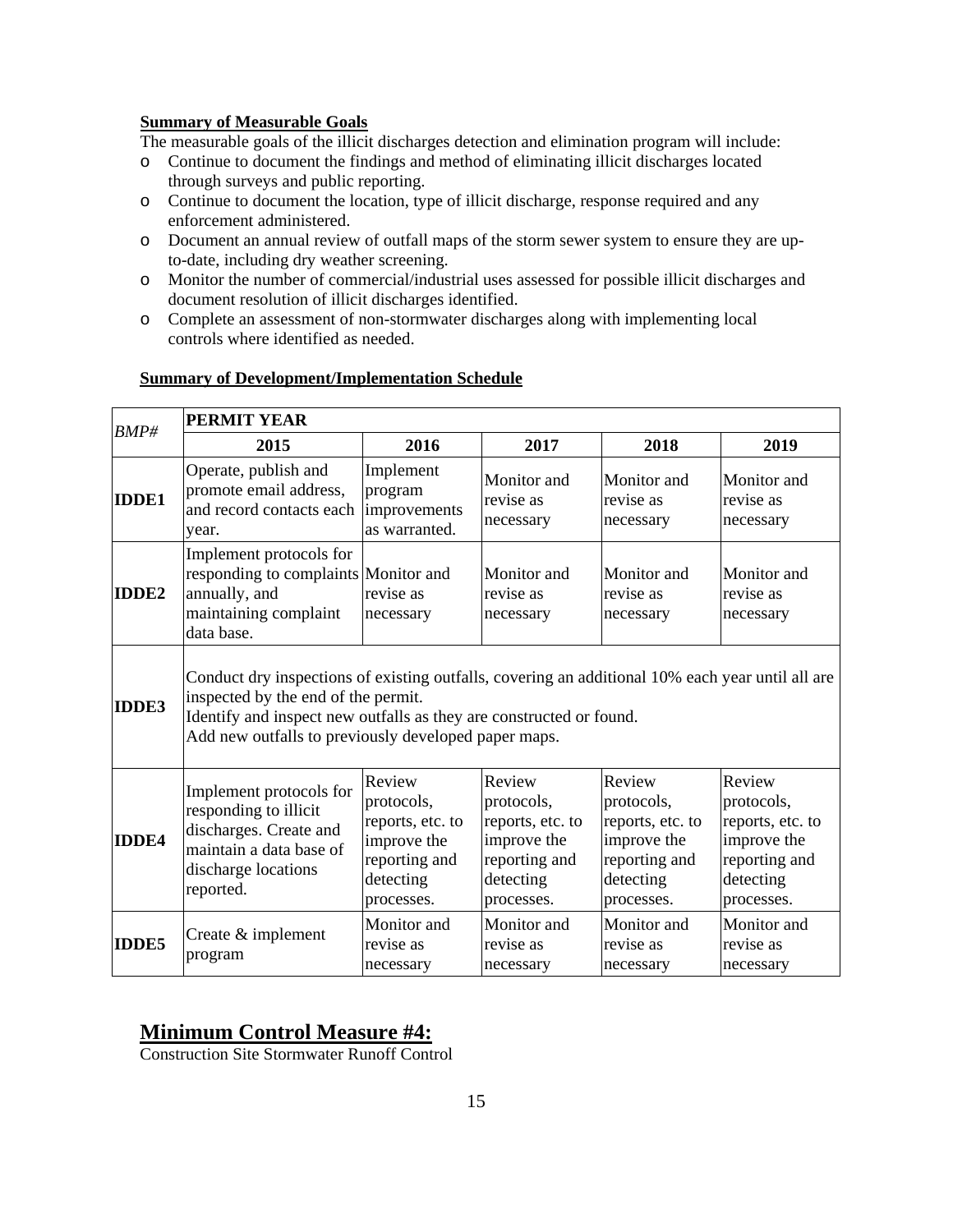**Summary of Measurable Goals**

The measurable goals of the illicit discharges detection and elimination program will include:

- Continue to document the findings and method of eliminating illicit discharges located through surveys and public reporting.
- Continue to document the location, type of illicit discharge, response required and any enforcement administered.
- Document an annual review of outfall maps of the storm sewer system to ensure they are up-to-date, including dry weather screening.
- Monitor the number of commercial/industrial uses assessed for possible illicit discharges and document resolution of illicit discharges identified.
- Complete an assessment of non-stormwater discharges along with implementing local controls where identified as needed.

**Summary of Development/Implementation Schedule**

| *BMP#* | **PERMIT YEAR** | | | | |
|---|---|---|---|---|---|
| | **2015** | **2016** | **2017** | **2018** | **2019** |
| **IDDE1** | Operate, publish and promote email address, and record contacts each year. | Implement program improvements as warranted. | Monitor and revise as necessary | Monitor and revise as necessary | Monitor and revise as necessary |
| **IDDE2** | Implement protocols for responding to complaints annually, and maintaining complaint data base. | Monitor and revise as necessary | Monitor and revise as necessary | Monitor and revise as necessary | Monitor and revise as necessary |
| **IDDE3** | Conduct dry inspections of existing outfalls, covering an additional 10% each year until all are inspected by the end of the permit. Identify and inspect new outfalls as they are constructed or found. Add new outfalls to previously developed paper maps. | | | | |
| **IDDE4** | Implement protocols for responding to illicit discharges. Create and maintain a data base of discharge locations reported. | Review protocols, reports, etc. to improve the reporting and detecting processes. | Review protocols, reports, etc. to improve the reporting and detecting processes. | Review protocols, reports, etc. to improve the reporting and detecting processes. | Review protocols, reports, etc. to improve the reporting and detecting processes. |
| **IDDE5** | Create & implement program | Monitor and revise as necessary | Monitor and revise as necessary | Monitor and revise as necessary | Monitor and revise as necessary |

## Minimum Control Measure #4:

Construction Site Stormwater Runoff Control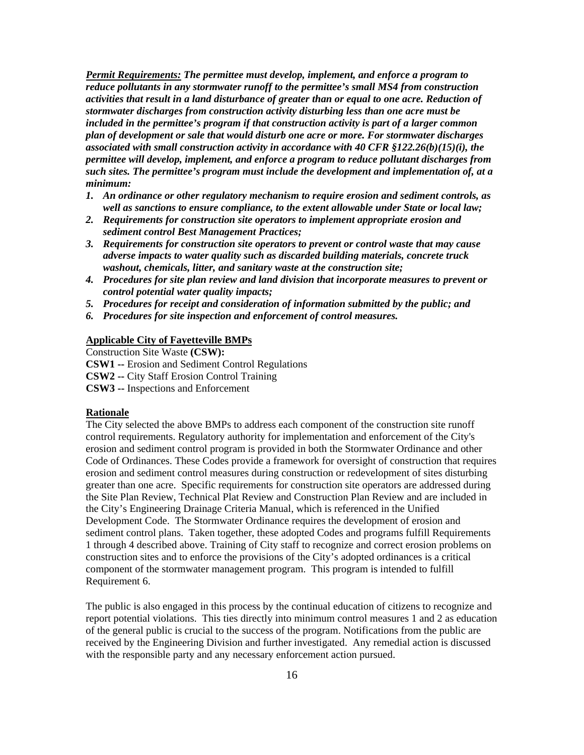***Permit Requirements:*** ***The permittee must develop, implement, and enforce a program to reduce pollutants in any stormwater runoff to the permittee's small MS4 from construction activities that result in a land disturbance of greater than or equal to one acre. Reduction of stormwater discharges from construction activity disturbing less than one acre must be included in the permittee's program if that construction activity is part of a larger common plan of development or sale that would disturb one acre or more. For stormwater discharges associated with small construction activity in accordance with 40 CFR §122.26(b)(15)(i), the permittee will develop, implement, and enforce a program to reduce pollutant discharges from such sites. The permittee's program must include the development and implementation of, at a minimum:***

1. ***An ordinance or other regulatory mechanism to require erosion and sediment controls, as well as sanctions to ensure compliance, to the extent allowable under State or local law;***
2. ***Requirements for construction site operators to implement appropriate erosion and sediment control Best Management Practices;***
3. ***Requirements for construction site operators to prevent or control waste that may cause adverse impacts to water quality such as discarded building materials, concrete truck washout, chemicals, litter, and sanitary waste at the construction site;***
4. ***Procedures for site plan review and land division that incorporate measures to prevent or control potential water quality impacts;***
5. ***Procedures for receipt and consideration of information submitted by the public; and***
6. ***Procedures for site inspection and enforcement of control measures.***

**Applicable City of Fayetteville BMPs**

Construction Site Waste **(CSW):**
**CSW1 --** Erosion and Sediment Control Regulations
**CSW2 --** City Staff Erosion Control Training
**CSW3 --** Inspections and Enforcement

**Rationale**

The City selected the above BMPs to address each component of the construction site runoff control requirements. Regulatory authority for implementation and enforcement of the City's erosion and sediment control program is provided in both the Stormwater Ordinance and other Code of Ordinances. These Codes provide a framework for oversight of construction that requires erosion and sediment control measures during construction or redevelopment of sites disturbing greater than one acre. Specific requirements for construction site operators are addressed during the Site Plan Review, Technical Plat Review and Construction Plan Review and are included in the City's Engineering Drainage Criteria Manual, which is referenced in the Unified Development Code. The Stormwater Ordinance requires the development of erosion and sediment control plans. Taken together, these adopted Codes and programs fulfill Requirements 1 through 4 described above. Training of City staff to recognize and correct erosion problems on construction sites and to enforce the provisions of the City's adopted ordinances is a critical component of the stormwater management program. This program is intended to fulfill Requirement 6.

The public is also engaged in this process by the continual education of citizens to recognize and report potential violations. This ties directly into minimum control measures 1 and 2 as education of the general public is crucial to the success of the program. Notifications from the public are received by the Engineering Division and further investigated. Any remedial action is discussed with the responsible party and any necessary enforcement action pursued.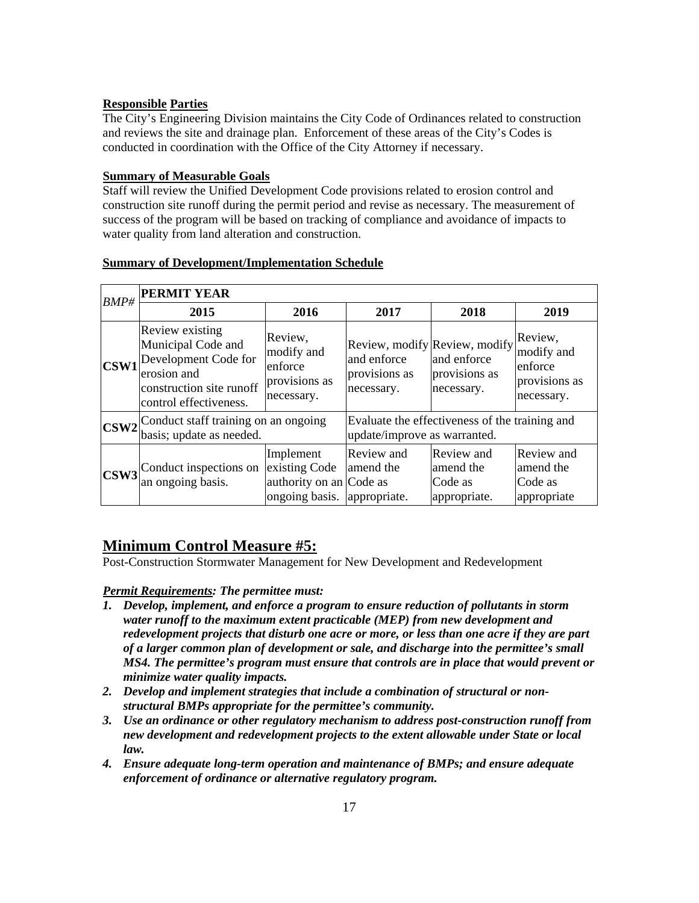**Responsible Parties**

The City's Engineering Division maintains the City Code of Ordinances related to construction and reviews the site and drainage plan. Enforcement of these areas of the City's Codes is conducted in coordination with the Office of the City Attorney if necessary.

**Summary of Measurable Goals**

Staff will review the Unified Development Code provisions related to erosion control and construction site runoff during the permit period and revise as necessary. The measurement of success of the program will be based on tracking of compliance and avoidance of impacts to water quality from land alteration and construction.

**Summary of Development/Implementation Schedule**

| *BMP#* | **PERMIT YEAR** | | | | |
|---|---|---|---|---|---|
| | **2015** | **2016** | **2017** | **2018** | **2019** |
| **CSW1** | Review existing Municipal Code and Development Code for erosion and construction site runoff control effectiveness. | Review, modify and enforce provisions as necessary. | Review, modify and enforce provisions as necessary. | Review, modify and enforce provisions as necessary. | Review, modify and enforce provisions as necessary. |
| **CSW2** | Conduct staff training on an ongoing basis; update as needed. | | Evaluate the effectiveness of the training and update/improve as warranted. | | |
| **CSW3** | Conduct inspections on an ongoing basis. | Implement existing Code authority on an ongoing basis. | Review and amend the Code as appropriate. | Review and amend the Code as appropriate. | Review and amend the Code as appropriate |

## Minimum Control Measure #5:

Post-Construction Stormwater Management for New Development and Redevelopment

***Permit Requirements:* *The permittee must:***

1. ***Develop, implement, and enforce a program to ensure reduction of pollutants in storm water runoff to the maximum extent practicable (MEP) from new development and redevelopment projects that disturb one acre or more, or less than one acre if they are part of a larger common plan of development or sale, and discharge into the permittee's small MS4. The permittee's program must ensure that controls are in place that would prevent or minimize water quality impacts.***
2. ***Develop and implement strategies that include a combination of structural or non-structural BMPs appropriate for the permittee's community.***
3. ***Use an ordinance or other regulatory mechanism to address post-construction runoff from new development and redevelopment projects to the extent allowable under State or local law.***
4. ***Ensure adequate long-term operation and maintenance of BMPs; and ensure adequate enforcement of ordinance or alternative regulatory program.***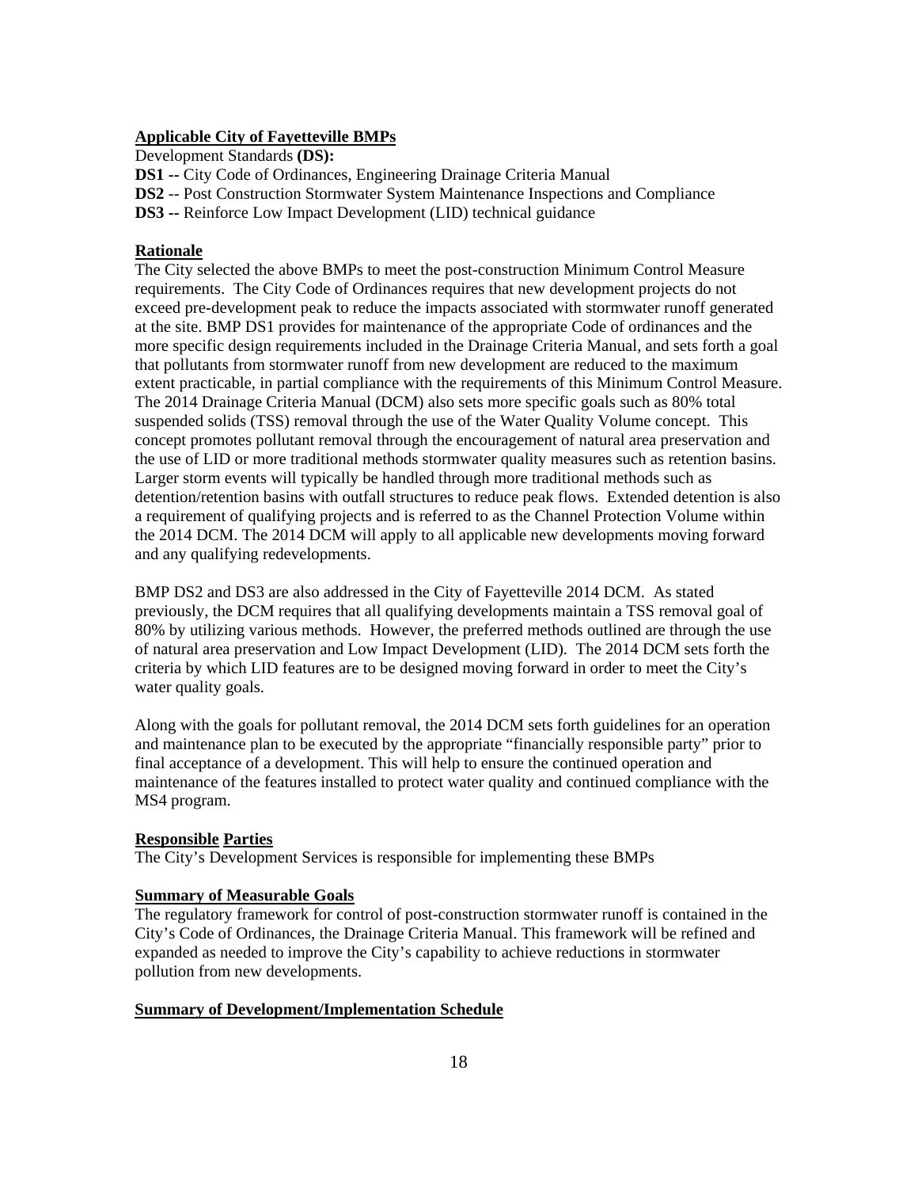**Applicable City of Fayetteville BMPs**

Development Standards **(DS):**

**DS1 --** City Code of Ordinances, Engineering Drainage Criteria Manual

**DS2** -- Post Construction Stormwater System Maintenance Inspections and Compliance

**DS3 --** Reinforce Low Impact Development (LID) technical guidance

**Rationale**

The City selected the above BMPs to meet the post-construction Minimum Control Measure requirements. The City Code of Ordinances requires that new development projects do not exceed pre-development peak to reduce the impacts associated with stormwater runoff generated at the site. BMP DS1 provides for maintenance of the appropriate Code of ordinances and the more specific design requirements included in the Drainage Criteria Manual, and sets forth a goal that pollutants from stormwater runoff from new development are reduced to the maximum extent practicable, in partial compliance with the requirements of this Minimum Control Measure. The 2014 Drainage Criteria Manual (DCM) also sets more specific goals such as 80% total suspended solids (TSS) removal through the use of the Water Quality Volume concept. This concept promotes pollutant removal through the encouragement of natural area preservation and the use of LID or more traditional methods stormwater quality measures such as retention basins. Larger storm events will typically be handled through more traditional methods such as detention/retention basins with outfall structures to reduce peak flows. Extended detention is also a requirement of qualifying projects and is referred to as the Channel Protection Volume within the 2014 DCM. The 2014 DCM will apply to all applicable new developments moving forward and any qualifying redevelopments.

BMP DS2 and DS3 are also addressed in the City of Fayetteville 2014 DCM. As stated previously, the DCM requires that all qualifying developments maintain a TSS removal goal of 80% by utilizing various methods. However, the preferred methods outlined are through the use of natural area preservation and Low Impact Development (LID). The 2014 DCM sets forth the criteria by which LID features are to be designed moving forward in order to meet the City's water quality goals.

Along with the goals for pollutant removal, the 2014 DCM sets forth guidelines for an operation and maintenance plan to be executed by the appropriate "financially responsible party" prior to final acceptance of a development. This will help to ensure the continued operation and maintenance of the features installed to protect water quality and continued compliance with the MS4 program.

**Responsible Parties**

The City's Development Services is responsible for implementing these BMPs

**Summary of Measurable Goals**

The regulatory framework for control of post-construction stormwater runoff is contained in the City's Code of Ordinances, the Drainage Criteria Manual. This framework will be refined and expanded as needed to improve the City's capability to achieve reductions in stormwater pollution from new developments.

**Summary of Development/Implementation Schedule**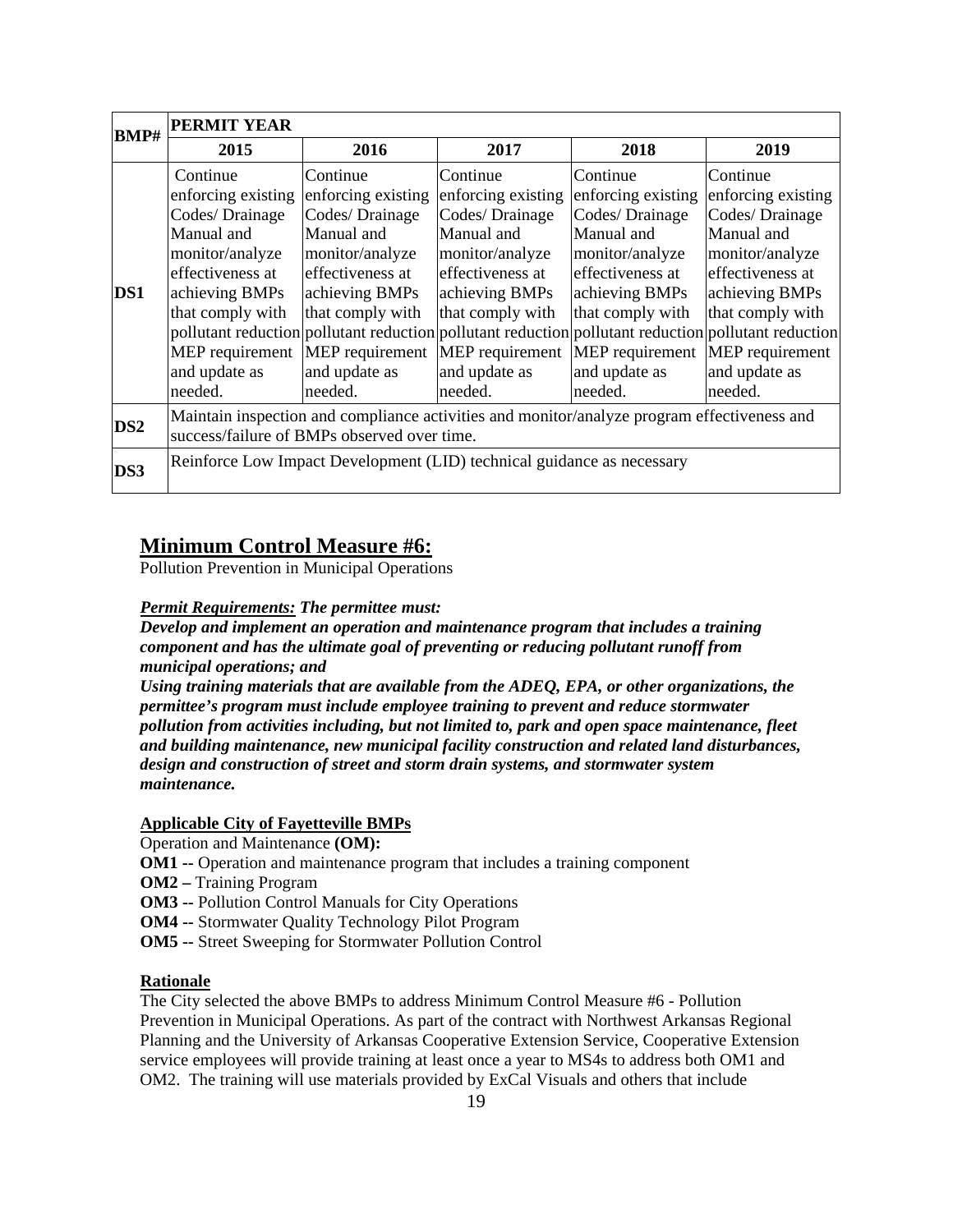| BMP# | PERMIT YEAR | | | | |
|---|---|---|---|---|---|
| | **2015** | **2016** | **2017** | **2018** | **2019** |
| **DS1** | Continue enforcing existing Codes/ Drainage Manual and monitor/analyze effectiveness at achieving BMPs that comply with pollutant reduction MEP requirement and update as needed. | Continue enforcing existing Codes/ Drainage Manual and monitor/analyze effectiveness at achieving BMPs that comply with pollutant reduction MEP requirement and update as needed. | Continue enforcing existing Codes/ Drainage Manual and monitor/analyze effectiveness at achieving BMPs that comply with pollutant reduction MEP requirement and update as needed. | Continue enforcing existing Codes/ Drainage Manual and monitor/analyze effectiveness at achieving BMPs that comply with pollutant reduction MEP requirement and update as needed. | Continue enforcing existing Codes/ Drainage Manual and monitor/analyze effectiveness at achieving BMPs that comply with pollutant reduction MEP requirement and update as needed. |
| **DS2** | Maintain inspection and compliance activities and monitor/analyze program effectiveness and success/failure of BMPs observed over time. | | | | |
| **DS3** | Reinforce Low Impact Development (LID) technical guidance as necessary | | | | |

## Minimum Control Measure #6:

Pollution Prevention in Municipal Operations

***Permit Requirements:* The permittee must:**

***Develop and implement an operation and maintenance program that includes a training component and has the ultimate goal of preventing or reducing pollutant runoff from municipal operations; and***

***Using training materials that are available from the ADEQ, EPA, or other organizations, the permittee's program must include employee training to prevent and reduce stormwater pollution from activities including, but not limited to, park and open space maintenance, fleet and building maintenance, new municipal facility construction and related land disturbances, design and construction of street and storm drain systems, and stormwater system maintenance.***

**Applicable City of Fayetteville BMPs**

Operation and Maintenance **(OM):**

**OM1 --** Operation and maintenance program that includes a training component

**OM2 –** Training Program

**OM3 --** Pollution Control Manuals for City Operations

**OM4 --** Stormwater Quality Technology Pilot Program

**OM5 --** Street Sweeping for Stormwater Pollution Control

**Rationale**

The City selected the above BMPs to address Minimum Control Measure #6 - Pollution Prevention in Municipal Operations. As part of the contract with Northwest Arkansas Regional Planning and the University of Arkansas Cooperative Extension Service, Cooperative Extension service employees will provide training at least once a year to MS4s to address both OM1 and OM2. The training will use materials provided by ExCal Visuals and others that include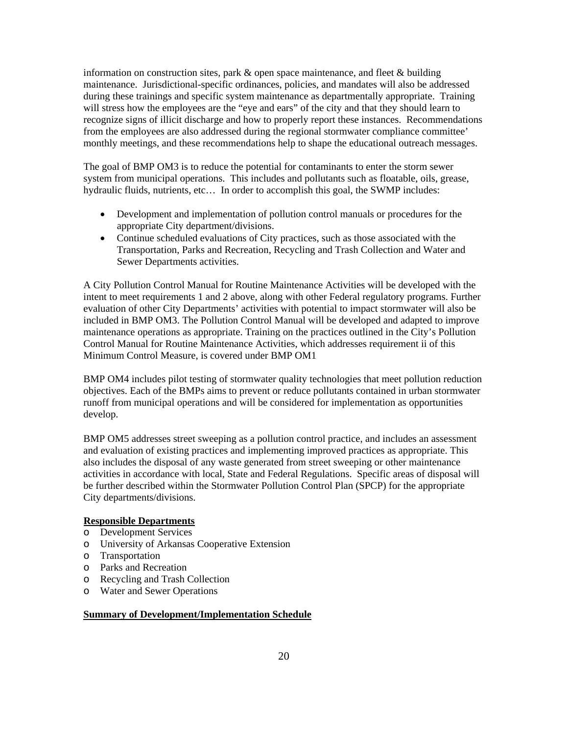information on construction sites, park & open space maintenance, and fleet & building maintenance. Jurisdictional-specific ordinances, policies, and mandates will also be addressed during these trainings and specific system maintenance as departmentally appropriate. Training will stress how the employees are the "eye and ears" of the city and that they should learn to recognize signs of illicit discharge and how to properly report these instances. Recommendations from the employees are also addressed during the regional stormwater compliance committee' monthly meetings, and these recommendations help to shape the educational outreach messages.

The goal of BMP OM3 is to reduce the potential for contaminants to enter the storm sewer system from municipal operations. This includes and pollutants such as floatable, oils, grease, hydraulic fluids, nutrients, etc… In order to accomplish this goal, the SWMP includes:

- Development and implementation of pollution control manuals or procedures for the appropriate City department/divisions.
- Continue scheduled evaluations of City practices, such as those associated with the Transportation, Parks and Recreation, Recycling and Trash Collection and Water and Sewer Departments activities.

A City Pollution Control Manual for Routine Maintenance Activities will be developed with the intent to meet requirements 1 and 2 above, along with other Federal regulatory programs. Further evaluation of other City Departments' activities with potential to impact stormwater will also be included in BMP OM3. The Pollution Control Manual will be developed and adapted to improve maintenance operations as appropriate. Training on the practices outlined in the City's Pollution Control Manual for Routine Maintenance Activities, which addresses requirement ii of this Minimum Control Measure, is covered under BMP OM1

BMP OM4 includes pilot testing of stormwater quality technologies that meet pollution reduction objectives. Each of the BMPs aims to prevent or reduce pollutants contained in urban stormwater runoff from municipal operations and will be considered for implementation as opportunities develop.

BMP OM5 addresses street sweeping as a pollution control practice, and includes an assessment and evaluation of existing practices and implementing improved practices as appropriate. This also includes the disposal of any waste generated from street sweeping or other maintenance activities in accordance with local, State and Federal Regulations. Specific areas of disposal will be further described within the Stormwater Pollution Control Plan (SPCP) for the appropriate City departments/divisions.

**Responsible Departments**

- Development Services
- University of Arkansas Cooperative Extension
- Transportation
- Parks and Recreation
- Recycling and Trash Collection
- Water and Sewer Operations

**Summary of Development/Implementation Schedule**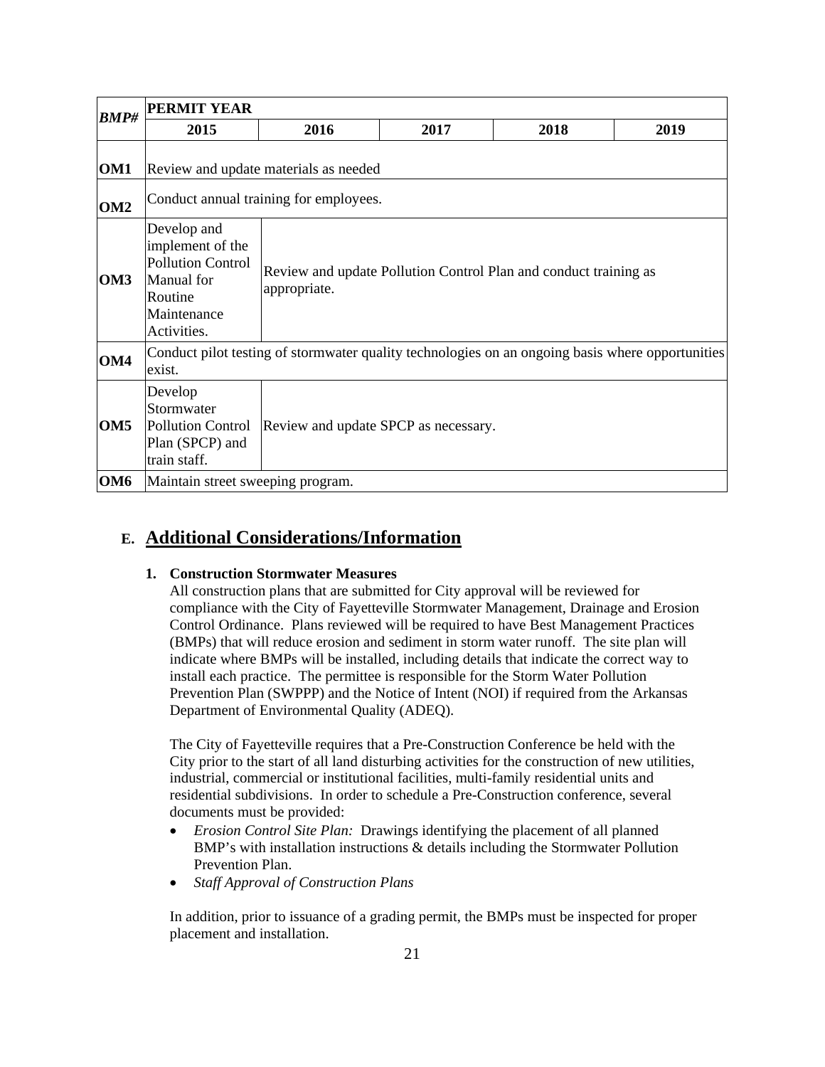| BMP# | PERMIT YEAR | | | | |
|---|---|---|---|---|---|
| | 2015 | 2016 | 2017 | 2018 | 2019 |
| OM1 | Review and update materials as needed | | | | |
| OM2 | Conduct annual training for employees. | | | | |
| OM3 | Develop and implement of the Pollution Control Manual for Routine Maintenance Activities. | Review and update Pollution Control Plan and conduct training as appropriate. | | | |
| OM4 | Conduct pilot testing of stormwater quality technologies on an ongoing basis where opportunities exist. | | | | |
| OM5 | Develop Stormwater Pollution Control Plan (SPCP) and train staff. | Review and update SPCP as necessary. | | | |
| OM6 | Maintain street sweeping program. | | | | |

## E. Additional Considerations/Information

### 1. Construction Stormwater Measures

All construction plans that are submitted for City approval will be reviewed for compliance with the City of Fayetteville Stormwater Management, Drainage and Erosion Control Ordinance. Plans reviewed will be required to have Best Management Practices (BMPs) that will reduce erosion and sediment in storm water runoff. The site plan will indicate where BMPs will be installed, including details that indicate the correct way to install each practice. The permittee is responsible for the Storm Water Pollution Prevention Plan (SWPPP) and the Notice of Intent (NOI) if required from the Arkansas Department of Environmental Quality (ADEQ).

The City of Fayetteville requires that a Pre-Construction Conference be held with the City prior to the start of all land disturbing activities for the construction of new utilities, industrial, commercial or institutional facilities, multi-family residential units and residential subdivisions. In order to schedule a Pre-Construction conference, several documents must be provided:

- *Erosion Control Site Plan:* Drawings identifying the placement of all planned BMP's with installation instructions & details including the Stormwater Pollution Prevention Plan.
- *Staff Approval of Construction Plans*

In addition, prior to issuance of a grading permit, the BMPs must be inspected for proper placement and installation.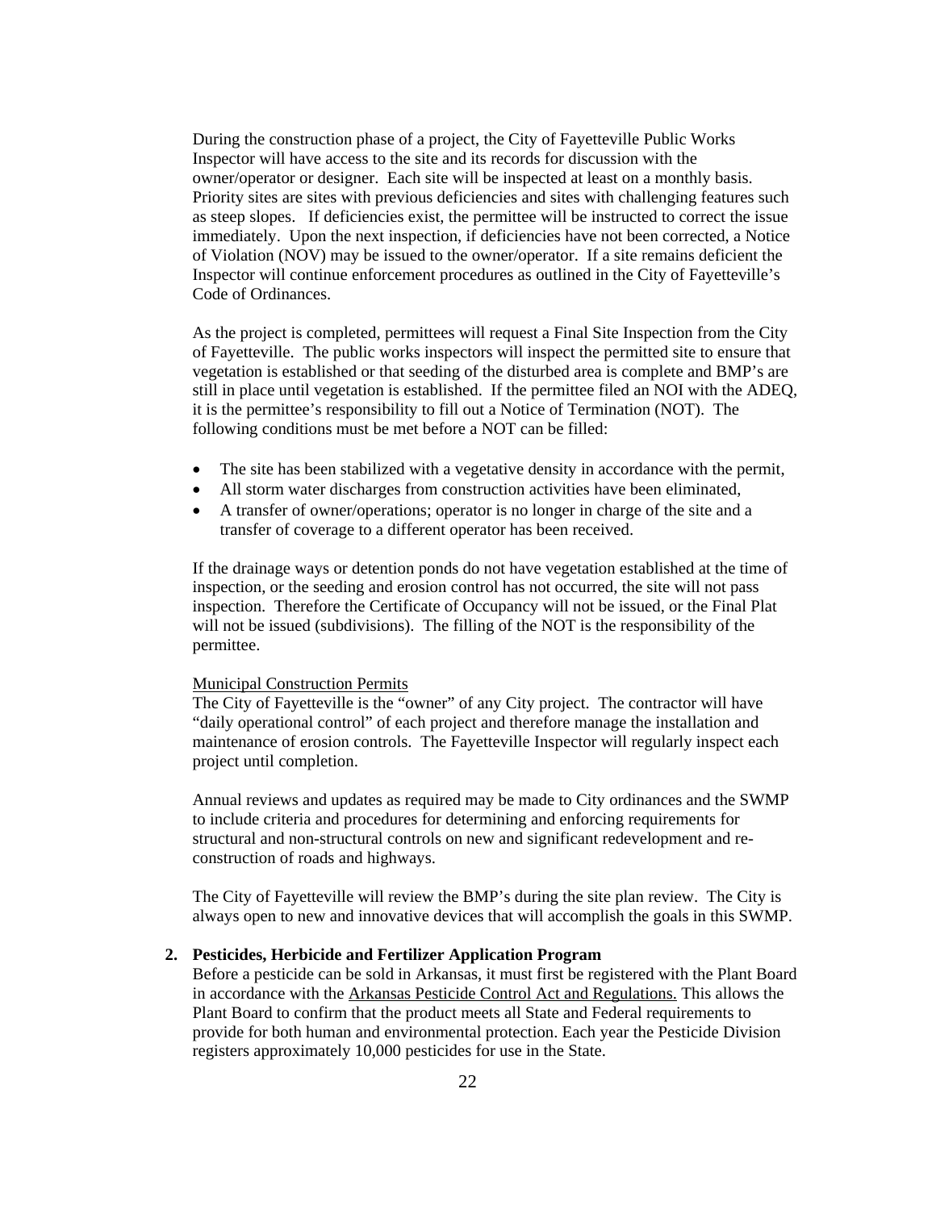During the construction phase of a project, the City of Fayetteville Public Works Inspector will have access to the site and its records for discussion with the owner/operator or designer. Each site will be inspected at least on a monthly basis. Priority sites are sites with previous deficiencies and sites with challenging features such as steep slopes. If deficiencies exist, the permittee will be instructed to correct the issue immediately. Upon the next inspection, if deficiencies have not been corrected, a Notice of Violation (NOV) may be issued to the owner/operator. If a site remains deficient the Inspector will continue enforcement procedures as outlined in the City of Fayetteville's Code of Ordinances.

As the project is completed, permittees will request a Final Site Inspection from the City of Fayetteville. The public works inspectors will inspect the permitted site to ensure that vegetation is established or that seeding of the disturbed area is complete and BMP's are still in place until vegetation is established. If the permittee filed an NOI with the ADEQ, it is the permittee's responsibility to fill out a Notice of Termination (NOT). The following conditions must be met before a NOT can be filled:

- The site has been stabilized with a vegetative density in accordance with the permit,
- All storm water discharges from construction activities have been eliminated,
- A transfer of owner/operations; operator is no longer in charge of the site and a transfer of coverage to a different operator has been received.

If the drainage ways or detention ponds do not have vegetation established at the time of inspection, or the seeding and erosion control has not occurred, the site will not pass inspection. Therefore the Certificate of Occupancy will not be issued, or the Final Plat will not be issued (subdivisions). The filling of the NOT is the responsibility of the permittee.

Municipal Construction Permits

The City of Fayetteville is the "owner" of any City project. The contractor will have "daily operational control" of each project and therefore manage the installation and maintenance of erosion controls. The Fayetteville Inspector will regularly inspect each project until completion.

Annual reviews and updates as required may be made to City ordinances and the SWMP to include criteria and procedures for determining and enforcing requirements for structural and non-structural controls on new and significant redevelopment and re-construction of roads and highways.

The City of Fayetteville will review the BMP's during the site plan review. The City is always open to new and innovative devices that will accomplish the goals in this SWMP.

**2. Pesticides, Herbicide and Fertilizer Application Program**

Before a pesticide can be sold in Arkansas, it must first be registered with the Plant Board in accordance with the Arkansas Pesticide Control Act and Regulations. This allows the Plant Board to confirm that the product meets all State and Federal requirements to provide for both human and environmental protection. Each year the Pesticide Division registers approximately 10,000 pesticides for use in the State.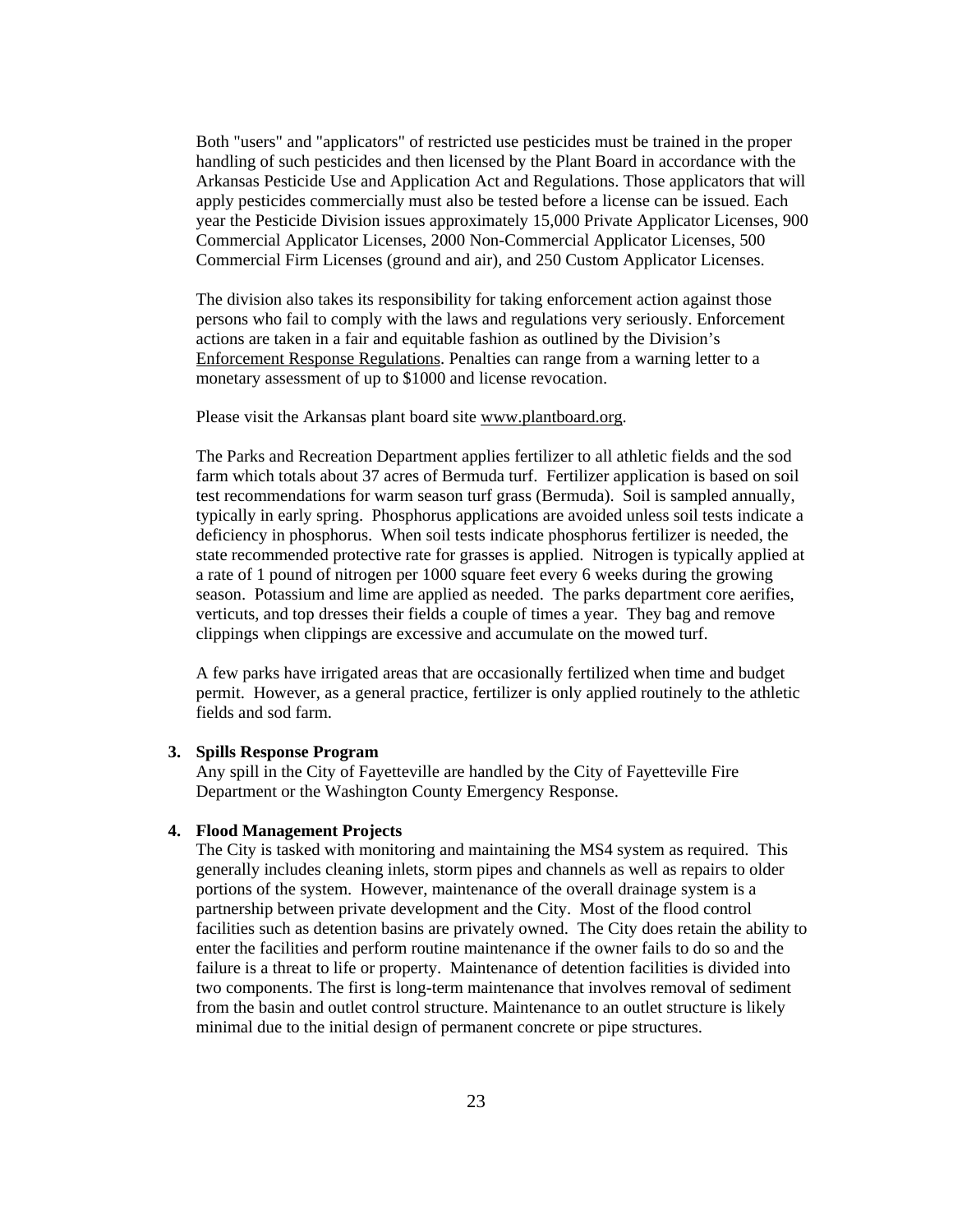Both "users" and "applicators" of restricted use pesticides must be trained in the proper handling of such pesticides and then licensed by the Plant Board in accordance with the Arkansas Pesticide Use and Application Act and Regulations. Those applicators that will apply pesticides commercially must also be tested before a license can be issued. Each year the Pesticide Division issues approximately 15,000 Private Applicator Licenses, 900 Commercial Applicator Licenses, 2000 Non-Commercial Applicator Licenses, 500 Commercial Firm Licenses (ground and air), and 250 Custom Applicator Licenses.

The division also takes its responsibility for taking enforcement action against those persons who fail to comply with the laws and regulations very seriously. Enforcement actions are taken in a fair and equitable fashion as outlined by the Division's Enforcement Response Regulations. Penalties can range from a warning letter to a monetary assessment of up to $1000 and license revocation.

Please visit the Arkansas plant board site www.plantboard.org.

The Parks and Recreation Department applies fertilizer to all athletic fields and the sod farm which totals about 37 acres of Bermuda turf. Fertilizer application is based on soil test recommendations for warm season turf grass (Bermuda). Soil is sampled annually, typically in early spring. Phosphorus applications are avoided unless soil tests indicate a deficiency in phosphorus. When soil tests indicate phosphorus fertilizer is needed, the state recommended protective rate for grasses is applied. Nitrogen is typically applied at a rate of 1 pound of nitrogen per 1000 square feet every 6 weeks during the growing season. Potassium and lime are applied as needed. The parks department core aerifies, verticuts, and top dresses their fields a couple of times a year. They bag and remove clippings when clippings are excessive and accumulate on the mowed turf.

A few parks have irrigated areas that are occasionally fertilized when time and budget permit. However, as a general practice, fertilizer is only applied routinely to the athletic fields and sod farm.

**3. Spills Response Program**

Any spill in the City of Fayetteville are handled by the City of Fayetteville Fire Department or the Washington County Emergency Response.

**4. Flood Management Projects**

The City is tasked with monitoring and maintaining the MS4 system as required. This generally includes cleaning inlets, storm pipes and channels as well as repairs to older portions of the system. However, maintenance of the overall drainage system is a partnership between private development and the City. Most of the flood control facilities such as detention basins are privately owned. The City does retain the ability to enter the facilities and perform routine maintenance if the owner fails to do so and the failure is a threat to life or property. Maintenance of detention facilities is divided into two components. The first is long-term maintenance that involves removal of sediment from the basin and outlet control structure. Maintenance to an outlet structure is likely minimal due to the initial design of permanent concrete or pipe structures.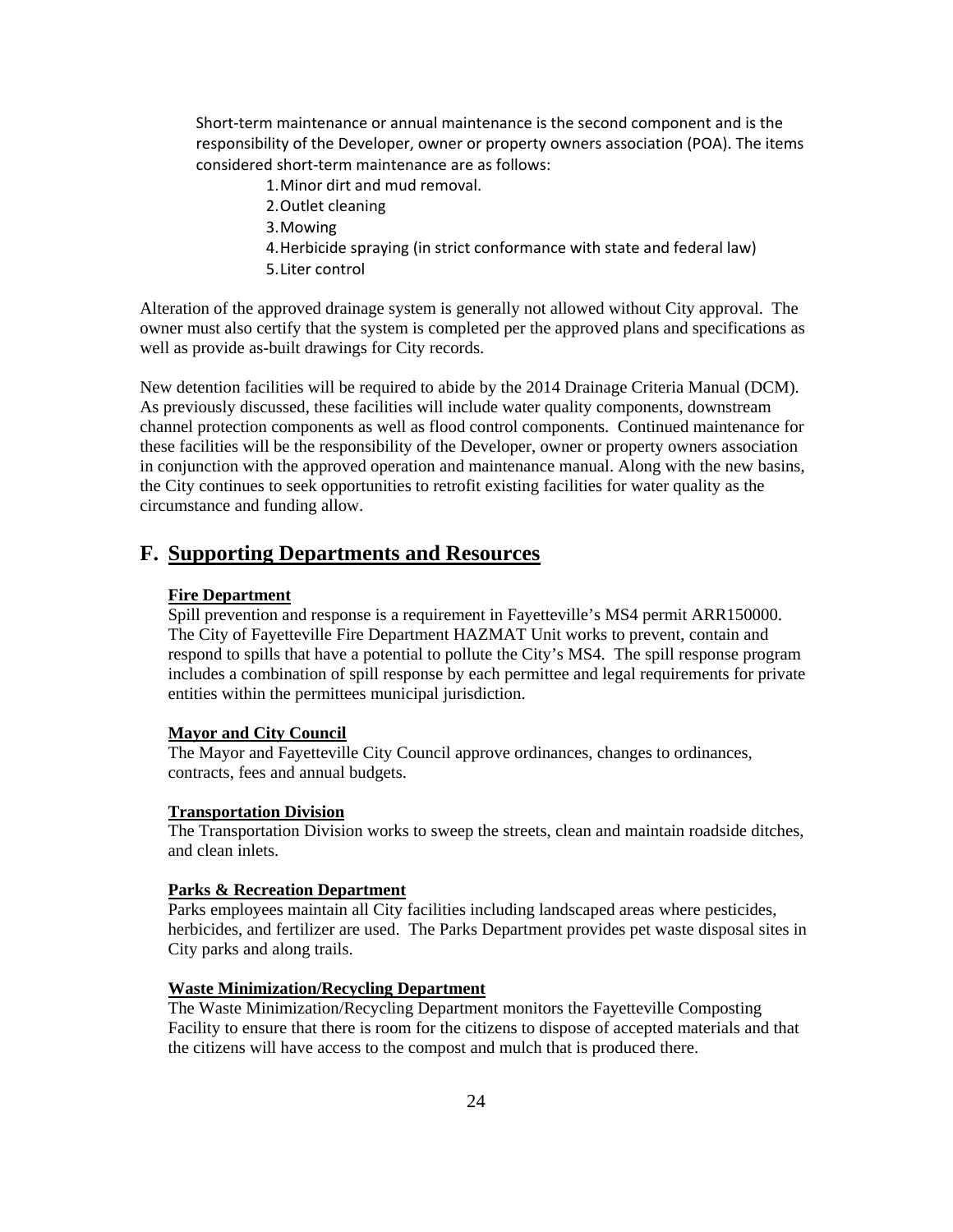Short-term maintenance or annual maintenance is the second component and is the responsibility of the Developer, owner or property owners association (POA). The items considered short-term maintenance are as follows:

1. Minor dirt and mud removal.
2. Outlet cleaning
3. Mowing
4. Herbicide spraying (in strict conformance with state and federal law)
5. Liter control

Alteration of the approved drainage system is generally not allowed without City approval. The owner must also certify that the system is completed per the approved plans and specifications as well as provide as-built drawings for City records.

New detention facilities will be required to abide by the 2014 Drainage Criteria Manual (DCM). As previously discussed, these facilities will include water quality components, downstream channel protection components as well as flood control components. Continued maintenance for these facilities will be the responsibility of the Developer, owner or property owners association in conjunction with the approved operation and maintenance manual. Along with the new basins, the City continues to seek opportunities to retrofit existing facilities for water quality as the circumstance and funding allow.

## F. Supporting Departments and Resources

**Fire Department**

Spill prevention and response is a requirement in Fayetteville's MS4 permit ARR150000. The City of Fayetteville Fire Department HAZMAT Unit works to prevent, contain and respond to spills that have a potential to pollute the City's MS4. The spill response program includes a combination of spill response by each permittee and legal requirements for private entities within the permittees municipal jurisdiction.

**Mayor and City Council**

The Mayor and Fayetteville City Council approve ordinances, changes to ordinances, contracts, fees and annual budgets.

**Transportation Division**

The Transportation Division works to sweep the streets, clean and maintain roadside ditches, and clean inlets.

**Parks & Recreation Department**

Parks employees maintain all City facilities including landscaped areas where pesticides, herbicides, and fertilizer are used. The Parks Department provides pet waste disposal sites in City parks and along trails.

**Waste Minimization/Recycling Department**

The Waste Minimization/Recycling Department monitors the Fayetteville Composting Facility to ensure that there is room for the citizens to dispose of accepted materials and that the citizens will have access to the compost and mulch that is produced there.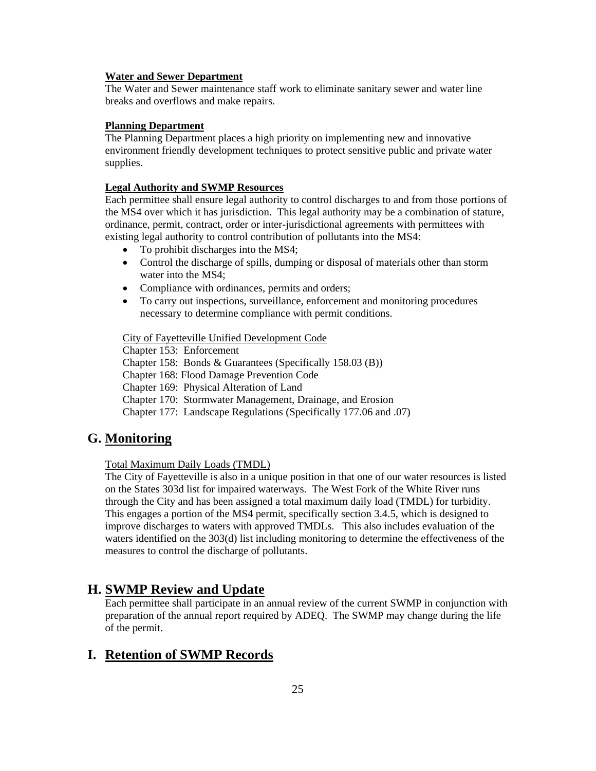**Water and Sewer Department**

The Water and Sewer maintenance staff work to eliminate sanitary sewer and water line breaks and overflows and make repairs.

**Planning Department**

The Planning Department places a high priority on implementing new and innovative environment friendly development techniques to protect sensitive public and private water supplies.

**Legal Authority and SWMP Resources**

Each permittee shall ensure legal authority to control discharges to and from those portions of the MS4 over which it has jurisdiction. This legal authority may be a combination of stature, ordinance, permit, contract, order or inter-jurisdictional agreements with permittees with existing legal authority to control contribution of pollutants into the MS4:

- To prohibit discharges into the MS4;
- Control the discharge of spills, dumping or disposal of materials other than storm water into the MS4;
- Compliance with ordinances, permits and orders;
- To carry out inspections, surveillance, enforcement and monitoring procedures necessary to determine compliance with permit conditions.

City of Fayetteville Unified Development Code

Chapter 153: Enforcement
Chapter 158: Bonds & Guarantees (Specifically 158.03 (B))
Chapter 168: Flood Damage Prevention Code
Chapter 169: Physical Alteration of Land
Chapter 170: Stormwater Management, Drainage, and Erosion
Chapter 177: Landscape Regulations (Specifically 177.06 and .07)

## G. Monitoring

Total Maximum Daily Loads (TMDL)

The City of Fayetteville is also in a unique position in that one of our water resources is listed on the States 303d list for impaired waterways. The West Fork of the White River runs through the City and has been assigned a total maximum daily load (TMDL) for turbidity. This engages a portion of the MS4 permit, specifically section 3.4.5, which is designed to improve discharges to waters with approved TMDLs. This also includes evaluation of the waters identified on the 303(d) list including monitoring to determine the effectiveness of the measures to control the discharge of pollutants.

## H. SWMP Review and Update

Each permittee shall participate in an annual review of the current SWMP in conjunction with preparation of the annual report required by ADEQ. The SWMP may change during the life of the permit.

## I. Retention of SWMP Records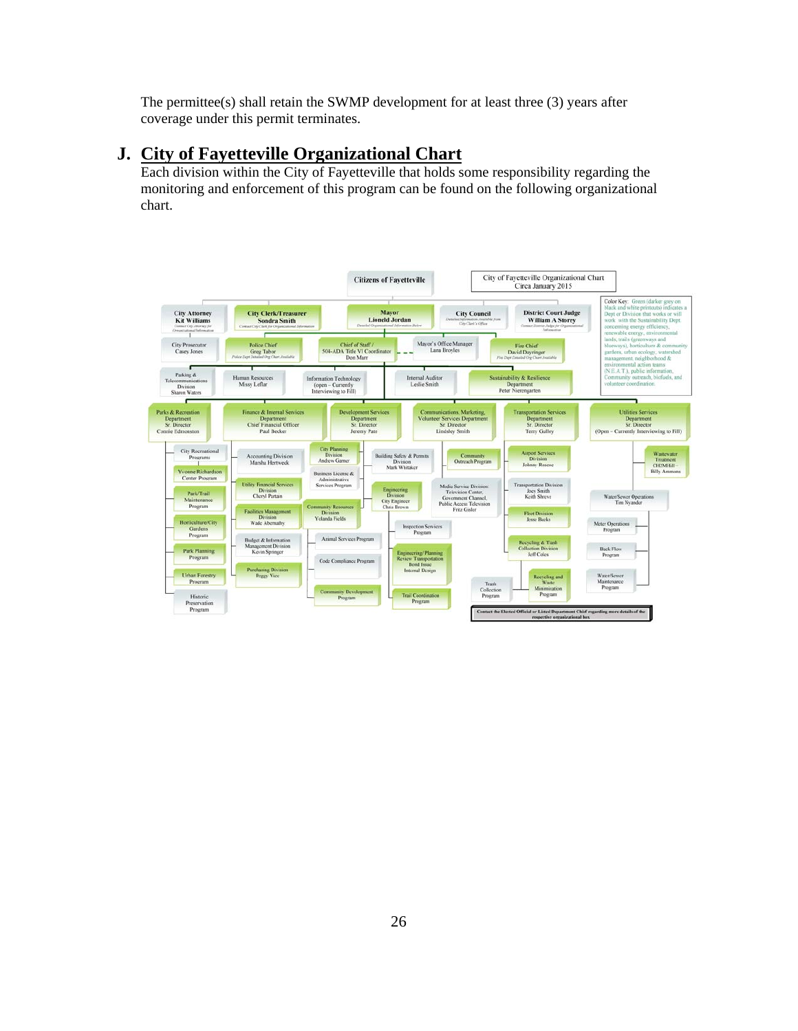The permittee(s) shall retain the SWMP development for at least three (3) years after coverage under this permit terminates.

## J. City of Fayetteville Organizational Chart

Each division within the City of Fayetteville that holds some responsibility regarding the monitoring and enforcement of this program can be found on the following organizational chart.

Citizens of Fayetteville

City of Fayetteville Organizational Chart
Circa January 2015

City Attorney
Kit Williams

City Clerk/Treasurer
Sondra Smith

Mayor
Lioneld Jordan

City Council

District Court Judge
William A Storey

Color Key: Green (darker grey on black and white printouts) indicates a Dept or Division that works or will work with the Sustainability Dept concerning energy efficiency, renewable energy, environmental lands, trails (greenways and blueways), horticulture & community gardens, urban ecology, watershed management, neighborhood & environmental action teams (N.E.A.T.), public information, Community outreach, biofuels, and volunteer coordination.

City Prosecutor
Casey Jones

Police Chief
Greg Tabor

Chief of Staff /
504-ADA Title VI Coordinator
Don Marr

Mayor's Office Manager
Lana Broyles

Fire Chief
David Dayringer

Parking & Telecommunications Division
Sharon Waters

Human Resources
Missy Leflar

Information Technology
(open – Currently Interviewing to Fill)

Internal Auditor
Leslie Smith

Sustainability & Resilience Department
Peter Nierengarten

Parks & Recreation Department
Sr. Director
Connie Edmonston

Finance & Internal Services Department
Chief Financial Officer
Paul Becker

Development Services Department
Sr. Director
Jeremy Pate

Communications, Marketing, Volunteer Services Department
Sr. Director
Lindsley Smith

Transportation Services Department
Sr. Director
Terry Gulley

Utilities Services Department
Sr. Director
(Open – Currently Interviewing to Fill)

City Recreational Programs

Yvonne Richardson Center Program

Park/Trail Maintenance Program

Horticulture/City Gardens Program

Park Planning Program

Urban Forestry Program

Historic Preservation Program

Accounting Division
Marsha Hertweck

Utility Financial Services Division
Cheryl Partain

Facilities Management Division
Wade Abernathy

Budget & Information Management Division
Kevin Springer

Purchasing Division
Peggy Vice

City Planning Division
Andrew Garner

Business License & Administrative Services Program

Community Resources Division
Yolanda Fields

Animal Services Program

Code Compliance Program

Community Development Program

Building Safety & Permits Division
Mark Whitaker

Engineering Division
City Engineer
Chris Brown

Inspection Services Program

Engineering/Planning Review Transportation Bond Issue Internal Design

Trail Coordination Program

Community Outreach Program

Media Service Division:
Television Center, Government Channel, Public Access Television
Fritz Gisler

Airport Services Division
Johnny Roscoe

Transportation Division
Joey Smith
Keith Shreve

Fleet Division
Jesse Beeks

Recycling & Trash Collection Division
Jeff Coles

Trash Collection Program

Recycling and Waste Minimization Program

Wastewater Treatment CH2MHill –
Billy Ammons

Water/Sewer Operations
Tim Nyander

Meter Operations Program

Back Flow Program

Water/Sewer Maintenance Program

Contact the Elected Official or Listed Department Chief regarding more details of the respective organizational box